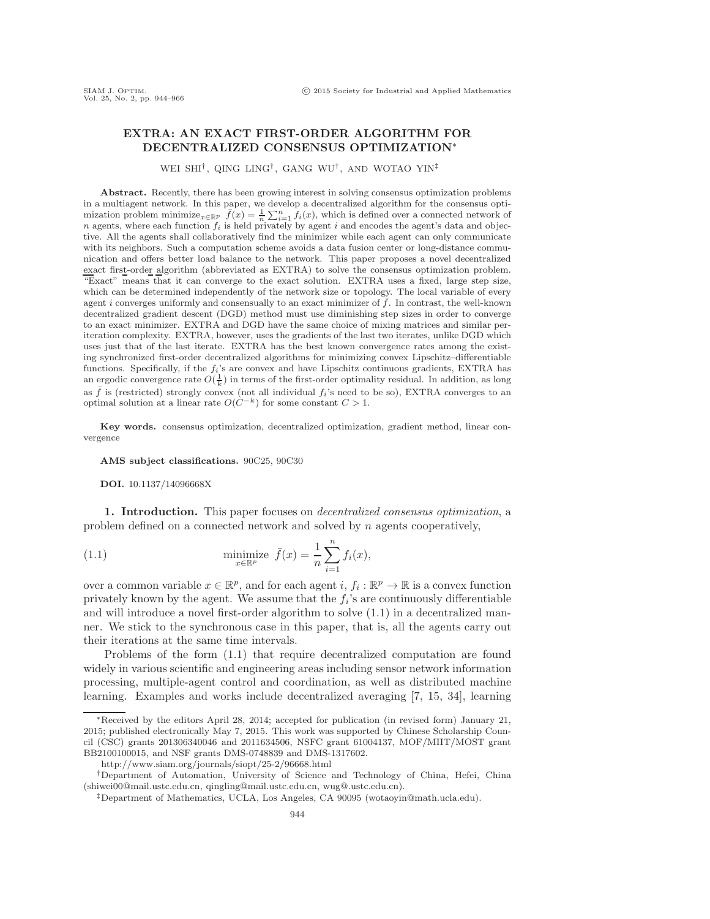# EXTRA: AN EXACT FIRST-ORDER ALGORITHM FOR DECENTRALIZED CONSENSUS OPTIMIZATION*

WEI SHI†, QING LING†, GANG WU†, AND WOTAO YIN‡

**Abstract.** Recently, there has been growing interest in solving consensus optimization problems in a multiagent network. In this paper, we develop a decentralized algorithm for the consensus optimization problem minimize$_{x\in\mathbb{R}^p}$ $\bar{f}(x) = \frac{1}{n}\sum_{i=1}^{n} f_i(x)$, which is defined over a connected network of $n$ agents, where each function $f_i$ is held privately by agent $i$ and encodes the agent's data and objective. All the agents shall collaboratively find the minimizer while each agent can only communicate with its neighbors. Such a computation scheme avoids a data fusion center or long-distance communication and offers better load balance to the network. This paper proposes a novel decentralized exact first-order algorithm (abbreviated as EXTRA) to solve the consensus optimization problem. "Exact" means that it can converge to the exact solution. EXTRA uses a fixed, large step size, which can be determined independently of the network size or topology. The local variable of every agent $i$ converges uniformly and consensually to an exact minimizer of $\bar{f}$. In contrast, the well-known decentralized gradient descent (DGD) method must use diminishing step sizes in order to converge to an exact minimizer. EXTRA and DGD have the same choice of mixing matrices and similar per-iteration complexity. EXTRA, however, uses the gradients of the last two iterates, unlike DGD which uses just that of the last iterate. EXTRA has the best known convergence rates among the existing synchronized first-order decentralized algorithms for minimizing convex Lipschitz–differentiable functions. Specifically, if the $f_i$'s are convex and have Lipschitz continuous gradients, EXTRA has an ergodic convergence rate $O(\frac{1}{k})$ in terms of the first-order optimality residual. In addition, as long as $\bar{f}$ is (restricted) strongly convex (not all individual $f_i$'s need to be so), EXTRA converges to an optimal solution at a linear rate $O(C^{-k})$ for some constant $C > 1$.

**Key words.** consensus optimization, decentralized optimization, gradient method, linear convergence

**AMS subject classifications.** 90C25, 90C30

**DOI.** 10.1137/14096668X

## 1. Introduction.

This paper focuses on *decentralized consensus optimization*, a problem defined on a connected network and solved by $n$ agents cooperatively,

$$\text{(1.1)} \qquad \underset{x\in\mathbb{R}^p}{\text{minimize}} \ \ \bar{f}(x) = \frac{1}{n}\sum_{i=1}^{n} f_i(x),$$

over a common variable $x \in \mathbb{R}^p$, and for each agent $i$, $f_i : \mathbb{R}^p \to \mathbb{R}$ is a convex function privately known by the agent. We assume that the $f_i$'s are continuously differentiable and will introduce a novel first-order algorithm to solve (1.1) in a decentralized manner. We stick to the synchronous case in this paper, that is, all the agents carry out their iterations at the same time intervals.

Problems of the form (1.1) that require decentralized computation are found widely in various scientific and engineering areas including sensor network information processing, multiple-agent control and coordination, as well as distributed machine learning. Examples and works include decentralized averaging [7, 15, 34], learning

---

*Received by the editors April 28, 2014; accepted for publication (in revised form) January 21, 2015; published electronically May 7, 2015. This work was supported by Chinese Scholarship Council (CSC) grants 201306340046 and 2011634506, NSFC grant 61004137, MOF/MIIT/MOST grant BB2100100015, and NSF grants DMS-0748839 and DMS-1317602.

http://www.siam.org/journals/siopt/25-2/96668.html

†Department of Automation, University of Science and Technology of China, Hefei, China (shiwei00@mail.ustc.edu.cn, qingling@mail.ustc.edu.cn, wug@.ustc.edu.cn).

‡Department of Mathematics, UCLA, Los Angeles, CA 90095 (wotaoyin@math.ucla.edu).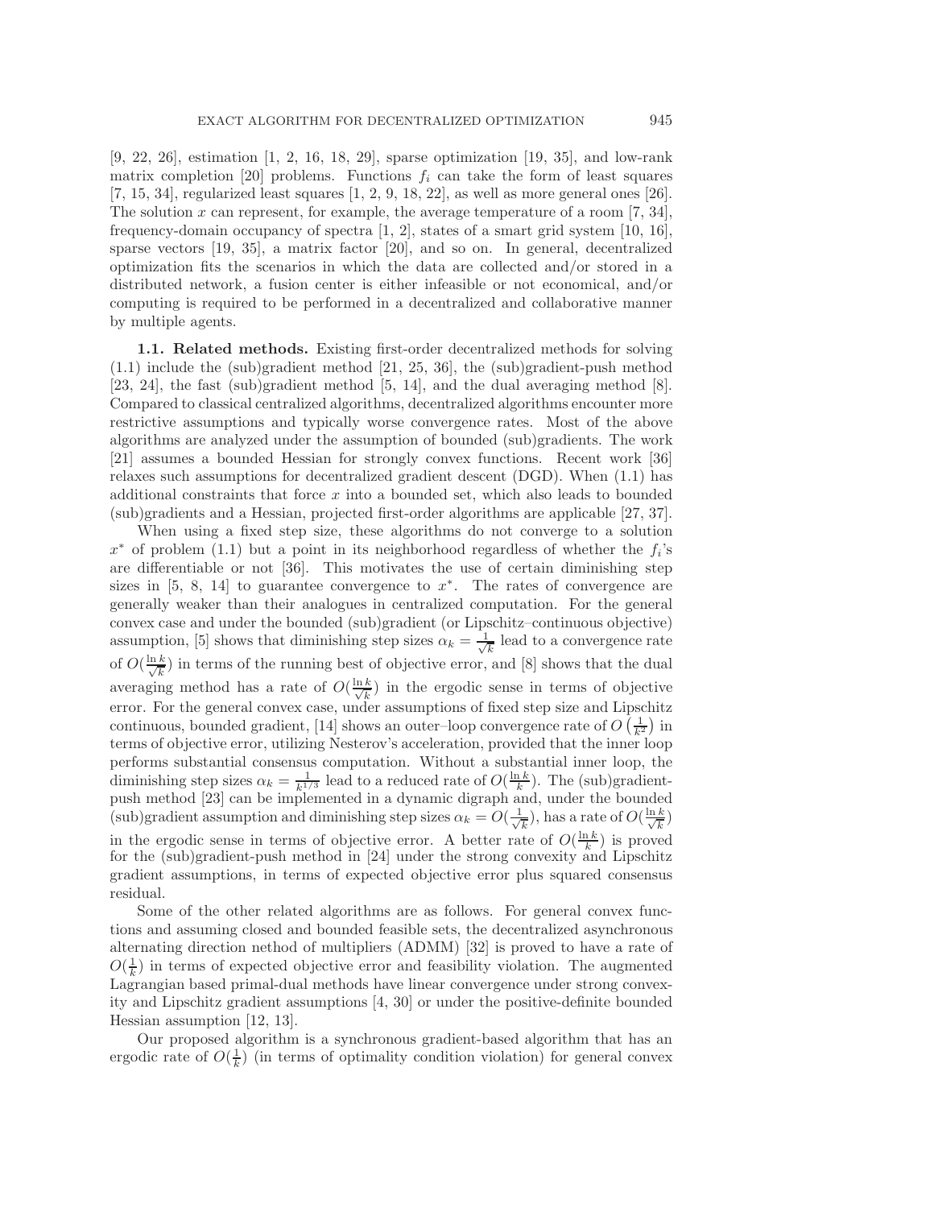[9, 22, 26], estimation [1, 2, 16, 18, 29], sparse optimization [19, 35], and low-rank matrix completion [20] problems. Functions $f_i$ can take the form of least squares [7, 15, 34], regularized least squares [1, 2, 9, 18, 22], as well as more general ones [26]. The solution $x$ can represent, for example, the average temperature of a room [7, 34], frequency-domain occupancy of spectra [1, 2], states of a smart grid system [10, 16], sparse vectors [19, 35], a matrix factor [20], and so on. In general, decentralized optimization fits the scenarios in which the data are collected and/or stored in a distributed network, a fusion center is either infeasible or not economical, and/or computing is required to be performed in a decentralized and collaborative manner by multiple agents.

**1.1. Related methods.** Existing first-order decentralized methods for solving (1.1) include the (sub)gradient method [21, 25, 36], the (sub)gradient-push method [23, 24], the fast (sub)gradient method [5, 14], and the dual averaging method [8]. Compared to classical centralized algorithms, decentralized algorithms encounter more restrictive assumptions and typically worse convergence rates. Most of the above algorithms are analyzed under the assumption of bounded (sub)gradients. The work [21] assumes a bounded Hessian for strongly convex functions. Recent work [36] relaxes such assumptions for decentralized gradient descent (DGD). When (1.1) has additional constraints that force $x$ into a bounded set, which also leads to bounded (sub)gradients and a Hessian, projected first-order algorithms are applicable [27, 37].

When using a fixed step size, these algorithms do not converge to a solution $x^*$ of problem (1.1) but a point in its neighborhood regardless of whether the $f_i$'s are differentiable or not [36]. This motivates the use of certain diminishing step sizes in [5, 8, 14] to guarantee convergence to $x^*$. The rates of convergence are generally weaker than their analogues in centralized computation. For the general convex case and under the bounded (sub)gradient (or Lipschitz–continuous objective) assumption, [5] shows that diminishing step sizes $\alpha_k = \frac{1}{\sqrt{k}}$ lead to a convergence rate of $O(\frac{\ln k}{\sqrt{k}})$ in terms of the running best of objective error, and [8] shows that the dual averaging method has a rate of $O(\frac{\ln k}{\sqrt{k}})$ in the ergodic sense in terms of objective error. For the general convex case, under assumptions of fixed step size and Lipschitz continuous, bounded gradient, [14] shows an outer–loop convergence rate of $O\left(\frac{1}{k^2}\right)$ in terms of objective error, utilizing Nesterov's acceleration, provided that the inner loop performs substantial consensus computation. Without a substantial inner loop, the diminishing step sizes $\alpha_k = \frac{1}{k^{1/3}}$ lead to a reduced rate of $O(\frac{\ln k}{k})$. The (sub)gradient-push method [23] can be implemented in a dynamic digraph and, under the bounded (sub)gradient assumption and diminishing step sizes $\alpha_k = O(\frac{1}{\sqrt{k}})$, has a rate of $O(\frac{\ln k}{\sqrt{k}})$ in the ergodic sense in terms of objective error. A better rate of $O(\frac{\ln k}{k})$ is proved for the (sub)gradient-push method in [24] under the strong convexity and Lipschitz gradient assumptions, in terms of expected objective error plus squared consensus residual.

Some of the other related algorithms are as follows. For general convex functions and assuming closed and bounded feasible sets, the decentralized asynchronous alternating direction nethod of multipliers (ADMM) [32] is proved to have a rate of $O(\frac{1}{k})$ in terms of expected objective error and feasibility violation. The augmented Lagrangian based primal-dual methods have linear convergence under strong convexity and Lipschitz gradient assumptions [4, 30] or under the positive-definite bounded Hessian assumption [12, 13].

Our proposed algorithm is a synchronous gradient-based algorithm that has an ergodic rate of $O(\frac{1}{k})$ (in terms of optimality condition violation) for general convex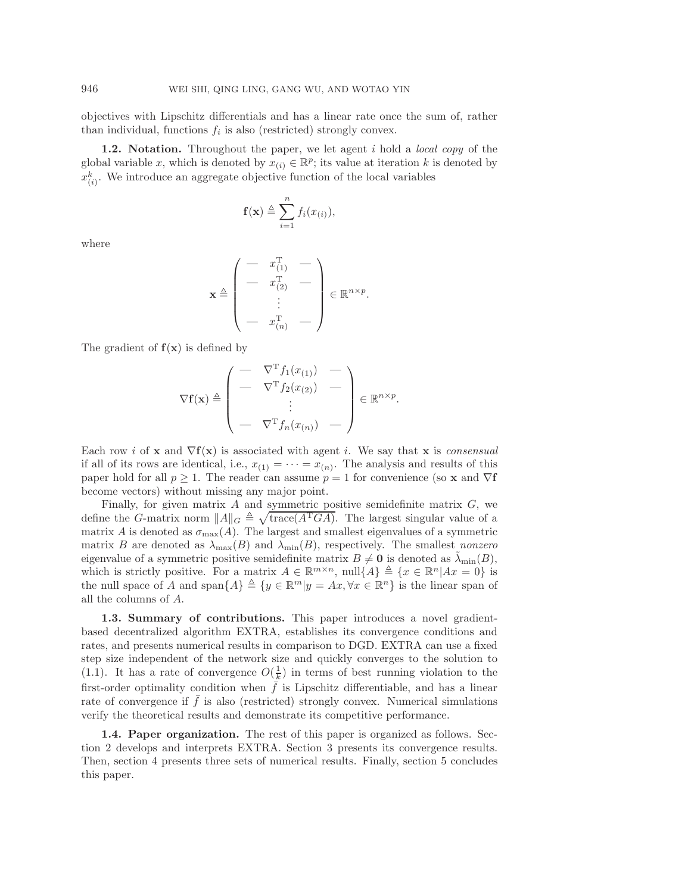objectives with Lipschitz differentials and has a linear rate once the sum of, rather than individual, functions $f_i$ is also (restricted) strongly convex.

### 1.2. Notation.

Throughout the paper, we let agent $i$ hold a *local copy* of the global variable $x$, which is denoted by $x_{(i)} \in \mathbb{R}^p$; its value at iteration $k$ is denoted by $x^k_{(i)}$. We introduce an aggregate objective function of the local variables

$$\mathbf{f}(\mathbf{x}) \triangleq \sum_{i=1}^{n} f_i(x_{(i)}),$$

where

$$\mathbf{x} \triangleq \begin{pmatrix} - & x_{(1)}^{\mathrm{T}} & - \\ - & x_{(2)}^{\mathrm{T}} & - \\ & \vdots & \\ - & x_{(n)}^{\mathrm{T}} & - \end{pmatrix} \in \mathbb{R}^{n \times p}.$$

The gradient of $\mathbf{f}(\mathbf{x})$ is defined by

$$\nabla \mathbf{f}(\mathbf{x}) \triangleq \begin{pmatrix} - & \nabla^{\mathrm{T}} f_1(x_{(1)}) & - \\ - & \nabla^{\mathrm{T}} f_2(x_{(2)}) & - \\ & \vdots & \\ - & \nabla^{\mathrm{T}} f_n(x_{(n)}) & - \end{pmatrix} \in \mathbb{R}^{n \times p}.$$

Each row $i$ of $\mathbf{x}$ and $\nabla \mathbf{f}(\mathbf{x})$ is associated with agent $i$. We say that $\mathbf{x}$ is *consensual* if all of its rows are identical, i.e., $x_{(1)} = \cdots = x_{(n)}$. The analysis and results of this paper hold for all $p \geq 1$. The reader can assume $p = 1$ for convenience (so $\mathbf{x}$ and $\nabla \mathbf{f}$ become vectors) without missing any major point.

Finally, for given matrix $A$ and symmetric positive semidefinite matrix $G$, we define the $G$-matrix norm $\|A\|_G \triangleq \sqrt{\mathrm{trace}(A^{\mathrm{T}} G A)}$. The largest singular value of a matrix $A$ is denoted as $\sigma_{\max}(A)$. The largest and smallest eigenvalues of a symmetric matrix $B$ are denoted as $\lambda_{\max}(B)$ and $\lambda_{\min}(B)$, respectively. The smallest *nonzero* eigenvalue of a symmetric positive semidefinite matrix $B \neq \mathbf{0}$ is denoted as $\tilde{\lambda}_{\min}(B)$, which is strictly positive. For a matrix $A \in \mathbb{R}^{m \times n}$, $\mathrm{null}\{A\} \triangleq \{x \in \mathbb{R}^n | Ax = 0\}$ is the null space of $A$ and $\mathrm{span}\{A\} \triangleq \{y \in \mathbb{R}^m | y = Ax, \forall x \in \mathbb{R}^n\}$ is the linear span of all the columns of $A$.

### 1.3. Summary of contributions.

This paper introduces a novel gradient-based decentralized algorithm EXTRA, establishes its convergence conditions and rates, and presents numerical results in comparison to DGD. EXTRA can use a fixed step size independent of the network size and quickly converges to the solution to (1.1). It has a rate of convergence $O(\frac{1}{k})$ in terms of best running violation to the first-order optimality condition when $\bar{f}$ is Lipschitz differentiable, and has a linear rate of convergence if $\bar{f}$ is also (restricted) strongly convex. Numerical simulations verify the theoretical results and demonstrate its competitive performance.

### 1.4. Paper organization.

The rest of this paper is organized as follows. Section 2 develops and interprets EXTRA. Section 3 presents its convergence results. Then, section 4 presents three sets of numerical results. Finally, section 5 concludes this paper.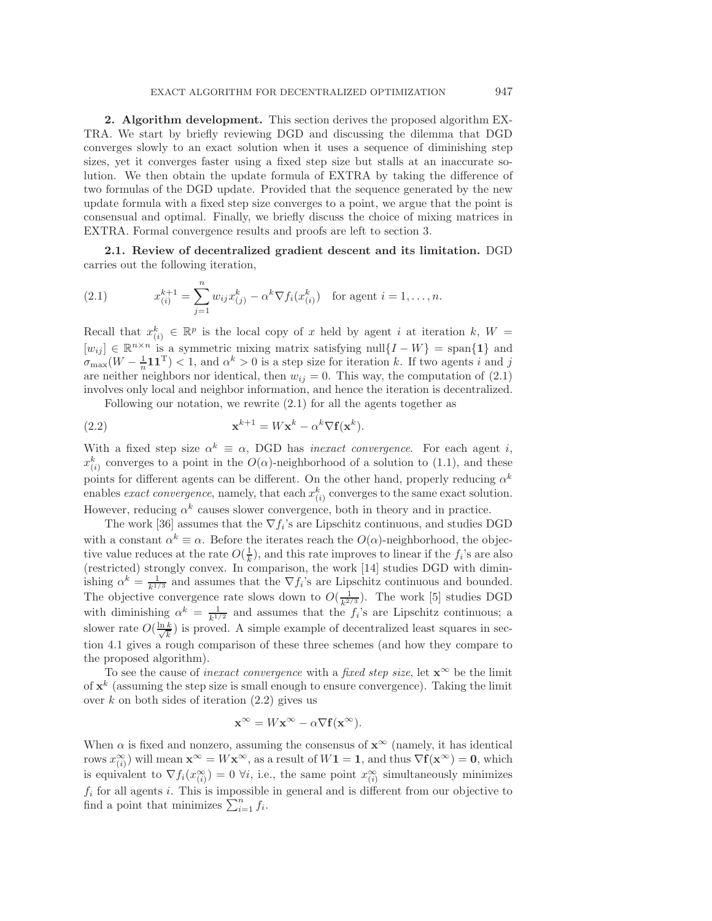## 2. Algorithm development.

This section derives the proposed algorithm EXTRA. We start by briefly reviewing DGD and discussing the dilemma that DGD converges slowly to an exact solution when it uses a sequence of diminishing step sizes, yet it converges faster using a fixed step size but stalls at an inaccurate solution. We then obtain the update formula of EXTRA by taking the difference of two formulas of the DGD update. Provided that the sequence generated by the new update formula with a fixed step size converges to a point, we argue that the point is consensual and optimal. Finally, we briefly discuss the choice of mixing matrices in EXTRA. Formal convergence results and proofs are left to section 3.

### 2.1. Review of decentralized gradient descent and its limitation.

DGD carries out the following iteration,

$$x_{(i)}^{k+1} = \sum_{j=1}^{n} w_{ij} x_{(j)}^{k} - \alpha^k \nabla f_i(x_{(i)}^k) \quad \text{for agent } i = 1, \ldots, n. \tag{2.1}$$

Recall that $x_{(i)}^k \in \mathbb{R}^p$ is the local copy of $x$ held by agent $i$ at iteration $k$, $W = [w_{ij}] \in \mathbb{R}^{n \times n}$ is a symmetric mixing matrix satisfying $\text{null}\{I - W\} = \text{span}\{\mathbf{1}\}$ and $\sigma_{\max}(W - \frac{1}{n}\mathbf{1}\mathbf{1}^{\mathrm{T}}) < 1$, and $\alpha^k > 0$ is a step size for iteration $k$. If two agents $i$ and $j$ are neither neighbors nor identical, then $w_{ij} = 0$. This way, the computation of (2.1) involves only local and neighbor information, and hence the iteration is decentralized.

Following our notation, we rewrite (2.1) for all the agents together as

$$\mathbf{x}^{k+1} = W\mathbf{x}^k - \alpha^k \nabla \mathbf{f}(\mathbf{x}^k). \tag{2.2}$$

With a fixed step size $\alpha^k \equiv \alpha$, DGD has *inexact convergence*. For each agent $i$, $x_{(i)}^k$ converges to a point in the $O(\alpha)$-neighborhood of a solution to (1.1), and these points for different agents can be different. On the other hand, properly reducing $\alpha^k$ enables *exact convergence*, namely, that each $x_{(i)}^k$ converges to the same exact solution. However, reducing $\alpha^k$ causes slower convergence, both in theory and in practice.

The work [36] assumes that the $\nabla f_i$'s are Lipschitz continuous, and studies DGD with a constant $\alpha^k \equiv \alpha$. Before the iterates reach the $O(\alpha)$-neighborhood, the objective value reduces at the rate $O(\frac{1}{k})$, and this rate improves to linear if the $f_i$'s are also (restricted) strongly convex. In comparison, the work [14] studies DGD with diminishing $\alpha^k = \frac{1}{k^{1/3}}$ and assumes that the $\nabla f_i$'s are Lipschitz continuous and bounded. The objective convergence rate slows down to $O(\frac{1}{k^{2/3}})$. The work [5] studies DGD with diminishing $\alpha^k = \frac{1}{k^{1/2}}$ and assumes that the $f_i$'s are Lipschitz continuous; a slower rate $O(\frac{\ln k}{\sqrt{k}})$ is proved. A simple example of decentralized least squares in section 4.1 gives a rough comparison of these three schemes (and how they compare to the proposed algorithm).

To see the cause of *inexact convergence* with a *fixed step size*, let $\mathbf{x}^\infty$ be the limit of $\mathbf{x}^k$ (assuming the step size is small enough to ensure convergence). Taking the limit over $k$ on both sides of iteration (2.2) gives us

$$\mathbf{x}^\infty = W\mathbf{x}^\infty - \alpha \nabla \mathbf{f}(\mathbf{x}^\infty).$$

When $\alpha$ is fixed and nonzero, assuming the consensus of $\mathbf{x}^\infty$ (namely, it has identical rows $x_{(i)}^\infty$) will mean $\mathbf{x}^\infty = W\mathbf{x}^\infty$, as a result of $W\mathbf{1} = \mathbf{1}$, and thus $\nabla \mathbf{f}(\mathbf{x}^\infty) = \mathbf{0}$, which is equivalent to $\nabla f_i(x_{(i)}^\infty) = 0 \; \forall i$, i.e., the same point $x_{(i)}^\infty$ simultaneously minimizes $f_i$ for all agents $i$. This is impossible in general and is different from our objective to find a point that minimizes $\sum_{i=1}^n f_i$.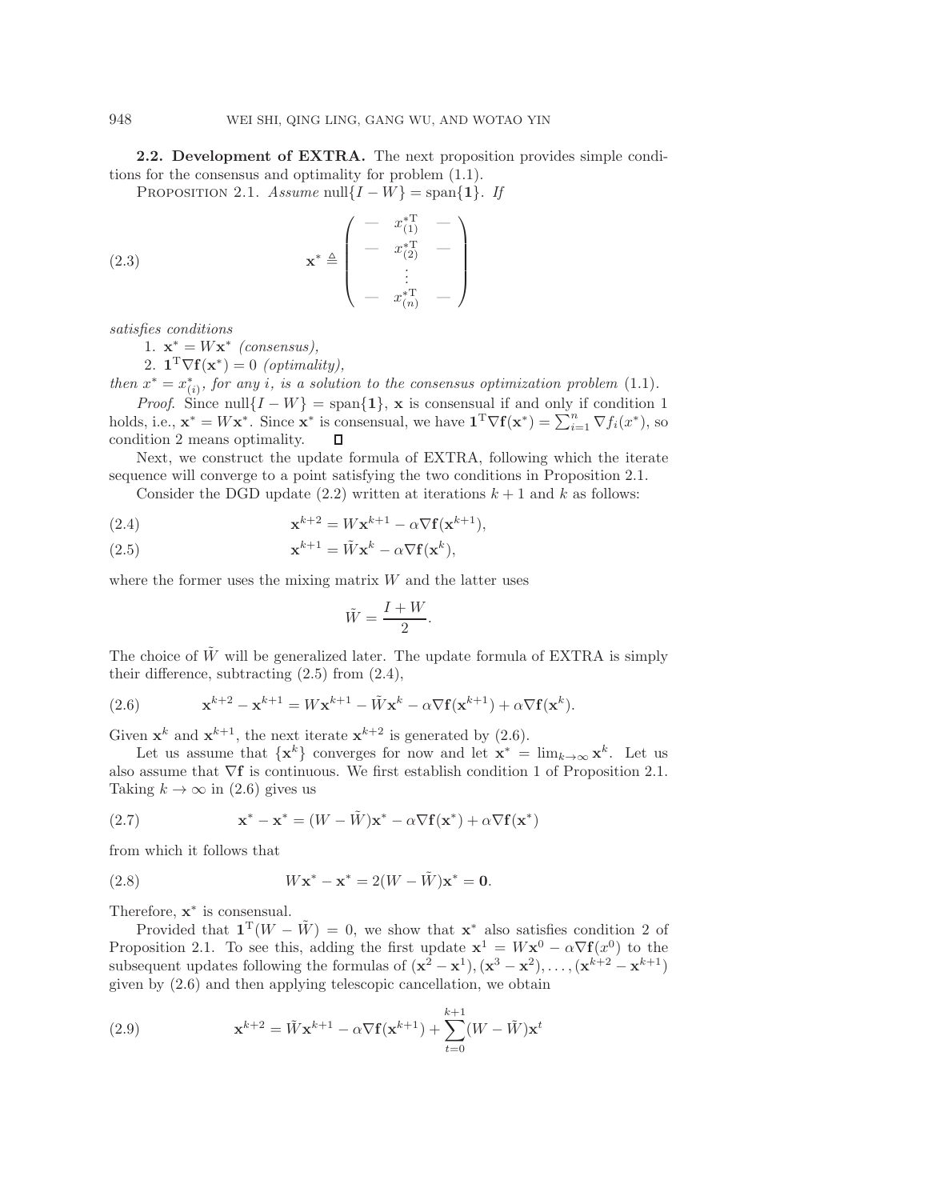**2.2. Development of EXTRA.** The next proposition provides simple conditions for the consensus and optimality for problem (1.1).

PROPOSITION 2.1. *Assume* $\mathrm{null}\{I - W\} = \mathrm{span}\{\mathbf{1}\}$. *If*

$$
\mathbf{x}^* \triangleq \begin{pmatrix} - & x_{(1)}^{*\mathrm{T}} & - \\ - & x_{(2)}^{*\mathrm{T}} & - \\ & \vdots & \\ - & x_{(n)}^{*\mathrm{T}} & - \end{pmatrix} \tag{2.3}
$$

*satisfies conditions*

1. $\mathbf{x}^* = W\mathbf{x}^*$ *(consensus),*
2. $\mathbf{1}^{\mathrm{T}}\nabla\mathbf{f}(\mathbf{x}^*) = 0$ *(optimality),*

*then* $x^* = x_{(i)}^*$, *for any* $i$, *is a solution to the consensus optimization problem* (1.1).

*Proof*. Since $\mathrm{null}\{I - W\} = \mathrm{span}\{\mathbf{1}\}$, $\mathbf{x}$ is consensual if and only if condition 1 holds, i.e., $\mathbf{x}^* = W\mathbf{x}^*$. Since $\mathbf{x}^*$ is consensual, we have $\mathbf{1}^{\mathrm{T}}\nabla\mathbf{f}(\mathbf{x}^*) = \sum_{i=1}^{n} \nabla f_i(x^*)$, so condition 2 means optimality. ◻

Next, we construct the update formula of EXTRA, following which the iterate sequence will converge to a point satisfying the two conditions in Proposition 2.1.

Consider the DGD update (2.2) written at iterations $k+1$ and $k$ as follows:

$$
\mathbf{x}^{k+2} = W\mathbf{x}^{k+1} - \alpha\nabla\mathbf{f}(\mathbf{x}^{k+1}), \tag{2.4}
$$

$$
\mathbf{x}^{k+1} = \tilde{W}\mathbf{x}^{k} - \alpha\nabla\mathbf{f}(\mathbf{x}^{k}), \tag{2.5}
$$

where the former uses the mixing matrix $W$ and the latter uses

$$
\tilde{W} = \frac{I + W}{2}.
$$

The choice of $\tilde{W}$ will be generalized later. The update formula of EXTRA is simply their difference, subtracting (2.5) from (2.4),

$$
\mathbf{x}^{k+2} - \mathbf{x}^{k+1} = W\mathbf{x}^{k+1} - \tilde{W}\mathbf{x}^{k} - \alpha\nabla\mathbf{f}(\mathbf{x}^{k+1}) + \alpha\nabla\mathbf{f}(\mathbf{x}^{k}). \tag{2.6}
$$

Given $\mathbf{x}^k$ and $\mathbf{x}^{k+1}$, the next iterate $\mathbf{x}^{k+2}$ is generated by (2.6).

Let us assume that $\{\mathbf{x}^k\}$ converges for now and let $\mathbf{x}^* = \lim_{k\to\infty}\mathbf{x}^k$. Let us also assume that $\nabla\mathbf{f}$ is continuous. We first establish condition 1 of Proposition 2.1. Taking $k \to \infty$ in (2.6) gives us

$$
\mathbf{x}^* - \mathbf{x}^* = (W - \tilde{W})\mathbf{x}^* - \alpha\nabla\mathbf{f}(\mathbf{x}^*) + \alpha\nabla\mathbf{f}(\mathbf{x}^*) \tag{2.7}
$$

from which it follows that

$$
W\mathbf{x}^* - \mathbf{x}^* = 2(W - \tilde{W})\mathbf{x}^* = \mathbf{0}. \tag{2.8}
$$

Therefore, $\mathbf{x}^*$ is consensual.

Provided that $\mathbf{1}^{\mathrm{T}}(W - \tilde{W}) = 0$, we show that $\mathbf{x}^*$ also satisfies condition 2 of Proposition 2.1. To see this, adding the first update $\mathbf{x}^1 = W\mathbf{x}^0 - \alpha\nabla\mathbf{f}(x^0)$ to the subsequent updates following the formulas of $(\mathbf{x}^2 - \mathbf{x}^1), (\mathbf{x}^3 - \mathbf{x}^2), \ldots, (\mathbf{x}^{k+2} - \mathbf{x}^{k+1})$ given by (2.6) and then applying telescopic cancellation, we obtain

$$
\mathbf{x}^{k+2} = \tilde{W}\mathbf{x}^{k+1} - \alpha\nabla\mathbf{f}(\mathbf{x}^{k+1}) + \sum_{t=0}^{k+1}(W - \tilde{W})\mathbf{x}^t \tag{2.9}
$$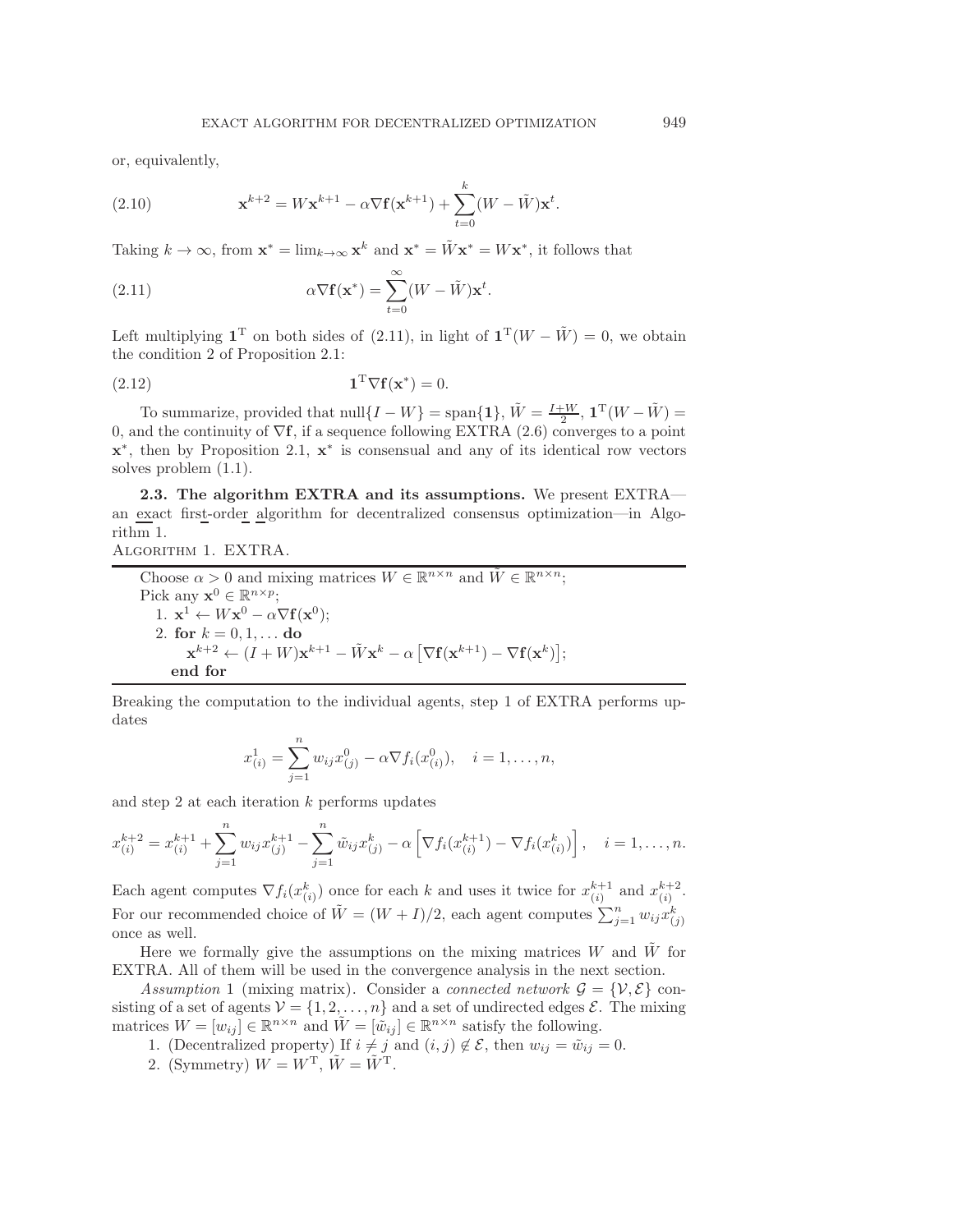or, equivalently,

$$\mathbf{x}^{k+2} = W\mathbf{x}^{k+1} - \alpha \nabla \mathbf{f}(\mathbf{x}^{k+1}) + \sum_{t=0}^{k} (W - \tilde{W})\mathbf{x}^t. \tag{2.10}$$

Taking $k \to \infty$, from $\mathbf{x}^* = \lim_{k\to\infty} \mathbf{x}^k$ and $\mathbf{x}^* = \tilde{W}\mathbf{x}^* = W\mathbf{x}^*$, it follows that

$$\alpha \nabla \mathbf{f}(\mathbf{x}^*) = \sum_{t=0}^{\infty} (W - \tilde{W})\mathbf{x}^t. \tag{2.11}$$

Left multiplying $\mathbf{1}^{\mathrm{T}}$ on both sides of (2.11), in light of $\mathbf{1}^{\mathrm{T}}(W - \tilde{W}) = 0$, we obtain the condition 2 of Proposition 2.1:

$$\mathbf{1}^{\mathrm{T}} \nabla \mathbf{f}(\mathbf{x}^*) = 0. \tag{2.12}$$

To summarize, provided that $\text{null}\{I - W\} = \text{span}\{\mathbf{1}\}$, $\tilde{W} = \frac{I+W}{2}$, $\mathbf{1}^{\mathrm{T}}(W - \tilde{W}) = 0$, and the continuity of $\nabla \mathbf{f}$, if a sequence following EXTRA (2.6) converges to a point $\mathbf{x}^*$, then by Proposition 2.1, $\mathbf{x}^*$ is consensual and any of its identical row vectors solves problem (1.1).

**2.3. The algorithm EXTRA and its assumptions.** We present EXTRA—an exact first-order algorithm for decentralized consensus optimization—in Algorithm 1.

ALGORITHM 1. EXTRA.

---

Choose $\alpha > 0$ and mixing matrices $W \in \mathbb{R}^{n\times n}$ and $\tilde{W} \in \mathbb{R}^{n\times n}$;
Pick any $\mathbf{x}^0 \in \mathbb{R}^{n\times p}$;
1. $\mathbf{x}^1 \leftarrow W\mathbf{x}^0 - \alpha \nabla \mathbf{f}(\mathbf{x}^0)$;
2. **for** $k = 0, 1, \dots$ **do**
   $\mathbf{x}^{k+2} \leftarrow (I + W)\mathbf{x}^{k+1} - \tilde{W}\mathbf{x}^k - \alpha\left[\nabla \mathbf{f}(\mathbf{x}^{k+1}) - \nabla \mathbf{f}(\mathbf{x}^k)\right]$;
   **end for**

---

Breaking the computation to the individual agents, step 1 of EXTRA performs updates

$$x_{(i)}^1 = \sum_{j=1}^{n} w_{ij} x_{(j)}^0 - \alpha \nabla f_i(x_{(i)}^0), \quad i = 1, \dots, n,$$

and step 2 at each iteration $k$ performs updates

$$x_{(i)}^{k+2} = x_{(i)}^{k+1} + \sum_{j=1}^{n} w_{ij} x_{(j)}^{k+1} - \sum_{j=1}^{n} \tilde{w}_{ij} x_{(j)}^k - \alpha\left[\nabla f_i(x_{(i)}^{k+1}) - \nabla f_i(x_{(i)}^k)\right], \quad i = 1, \dots, n.$$

Each agent computes $\nabla f_i(x_{(i)}^k)$ once for each $k$ and uses it twice for $x_{(i)}^{k+1}$ and $x_{(i)}^{k+2}$. For our recommended choice of $\tilde{W} = (W + I)/2$, each agent computes $\sum_{j=1}^{n} w_{ij} x_{(j)}^k$ once as well.

Here we formally give the assumptions on the mixing matrices $W$ and $\tilde{W}$ for EXTRA. All of them will be used in the convergence analysis in the next section.

*Assumption* 1 (mixing matrix). Consider a *connected network* $\mathcal{G} = \{\mathcal{V}, \mathcal{E}\}$ consisting of a set of agents $\mathcal{V} = \{1, 2, \dots, n\}$ and a set of undirected edges $\mathcal{E}$. The mixing matrices $W = [w_{ij}] \in \mathbb{R}^{n\times n}$ and $\tilde{W} = [\tilde{w}_{ij}] \in \mathbb{R}^{n\times n}$ satisfy the following.

1. (Decentralized property) If $i \neq j$ and $(i, j) \notin \mathcal{E}$, then $w_{ij} = \tilde{w}_{ij} = 0$.
2. (Symmetry) $W = W^{\mathrm{T}}$, $\tilde{W} = \tilde{W}^{\mathrm{T}}$.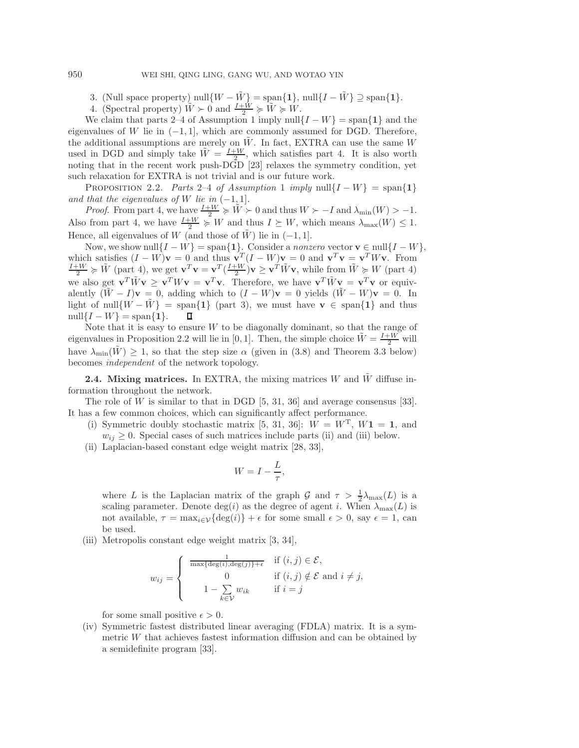3. (Null space property) $\text{null}\{W - \tilde{W}\} = \text{span}\{\mathbf{1}\}$, $\text{null}\{I - \tilde{W}\} \supseteq \text{span}\{\mathbf{1}\}$.
4. (Spectral property) $\tilde{W} \succ 0$ and $\frac{I+W}{2} \succcurlyeq \tilde{W} \succcurlyeq W$.

We claim that parts 2–4 of Assumption 1 imply $\text{null}\{I - W\} = \text{span}\{\mathbf{1}\}$ and the eigenvalues of $W$ lie in $(-1, 1]$, which are commonly assumed for DGD. Therefore, the additional assumptions are merely on $\tilde{W}$. In fact, EXTRA can use the same $W$ used in DGD and simply take $\tilde{W} = \frac{I+W}{2}$, which satisfies part 4. It is also worth noting that in the recent work push-DGD [23] relaxes the symmetry condition, yet such relaxation for EXTRA is not trivial and is our future work.

Proposition 2.2. *Parts 2–4 of Assumption 1 imply* $\text{null}\{I - W\} = \text{span}\{\mathbf{1}\}$ *and that the eigenvalues of* $W$ *lie in* $(-1, 1]$.

*Proof*. From part 4, we have $\frac{I+W}{2} \succcurlyeq \tilde{W} \succ 0$ and thus $W \succ -I$ and $\lambda_{\min}(W) > -1$. Also from part 4, we have $\frac{I+W}{2} \succcurlyeq W$ and thus $I \succeq W$, which means $\lambda_{\max}(W) \leq 1$. Hence, all eigenvalues of $W$ (and those of $\tilde{W}$) lie in $(-1, 1]$.

Now, we show $\text{null}\{I - W\} = \text{span}\{\mathbf{1}\}$. Consider a *nonzero* vector $\mathbf{v} \in \text{null}\{I - W\}$, which satisfies $(I - W)\mathbf{v} = 0$ and thus $\mathbf{v}^T(I - W)\mathbf{v} = 0$ and $\mathbf{v}^T\mathbf{v} = \mathbf{v}^T W\mathbf{v}$. From $\frac{I+W}{2} \succcurlyeq \tilde{W}$ (part 4), we get $\mathbf{v}^T\mathbf{v} = \mathbf{v}^T(\frac{I+W}{2})\mathbf{v} \geq \mathbf{v}^T\tilde{W}\mathbf{v}$, while from $\tilde{W} \succcurlyeq W$ (part 4) we also get $\mathbf{v}^T\tilde{W}\mathbf{v} \geq \mathbf{v}^T W\mathbf{v} = \mathbf{v}^T\mathbf{v}$. Therefore, we have $\mathbf{v}^T\tilde{W}\mathbf{v} = \mathbf{v}^T\mathbf{v}$ or equivalently $(\tilde{W} - I)\mathbf{v} = 0$, adding which to $(I - W)\mathbf{v} = 0$ yields $(\tilde{W} - W)\mathbf{v} = 0$. In light of $\text{null}\{W - \tilde{W}\} = \text{span}\{\mathbf{1}\}$ (part 3), we must have $\mathbf{v} \in \text{span}\{\mathbf{1}\}$ and thus $\text{null}\{I - W\} = \text{span}\{\mathbf{1}\}$. $\square$

Note that it is easy to ensure $W$ to be diagonally dominant, so that the range of eigenvalues in Proposition 2.2 will lie in $[0, 1]$. Then, the simple choice $\tilde{W} = \frac{I+W}{2}$ will have $\lambda_{\min}(\tilde{W}) \geq 1$, so that the step size $\alpha$ (given in (3.8) and Theorem 3.3 below) becomes *independent* of the network topology.

**2.4. Mixing matrices.** In EXTRA, the mixing matrices $W$ and $\tilde{W}$ diffuse information throughout the network.

The role of $W$ is similar to that in DGD [5, 31, 36] and average consensus [33]. It has a few common choices, which can significantly affect performance.

(i) Symmetric doubly stochastic matrix [5, 31, 36]: $W = W^{\mathrm{T}}$, $W\mathbf{1} = \mathbf{1}$, and $w_{ij} \geq 0$. Special cases of such matrices include parts (ii) and (iii) below.

(ii) Laplacian-based constant edge weight matrix [28, 33],

$$W = I - \frac{L}{\tau},$$

where $L$ is the Laplacian matrix of the graph $\mathcal{G}$ and $\tau > \frac{1}{2}\lambda_{\max}(L)$ is a scaling parameter. Denote $\deg(i)$ as the degree of agent $i$. When $\lambda_{\max}(L)$ is not available, $\tau = \max_{i \in \mathcal{V}}\{\deg(i)\} + \epsilon$ for some small $\epsilon > 0$, say $\epsilon = 1$, can be used.

(iii) Metropolis constant edge weight matrix [3, 34],

$$w_{ij} = \begin{cases} \frac{1}{\max\{\deg(i), \deg(j)\} + \epsilon} & \text{if } (i,j) \in \mathcal{E}, \\ 0 & \text{if } (i,j) \notin \mathcal{E} \text{ and } i \neq j, \\ 1 - \sum\limits_{k \in \mathcal{V}} w_{ik} & \text{if } i = j \end{cases}$$

for some small positive $\epsilon > 0$.

(iv) Symmetric fastest distributed linear averaging (FDLA) matrix. It is a symmetric $W$ that achieves fastest information diffusion and can be obtained by a semidefinite program [33].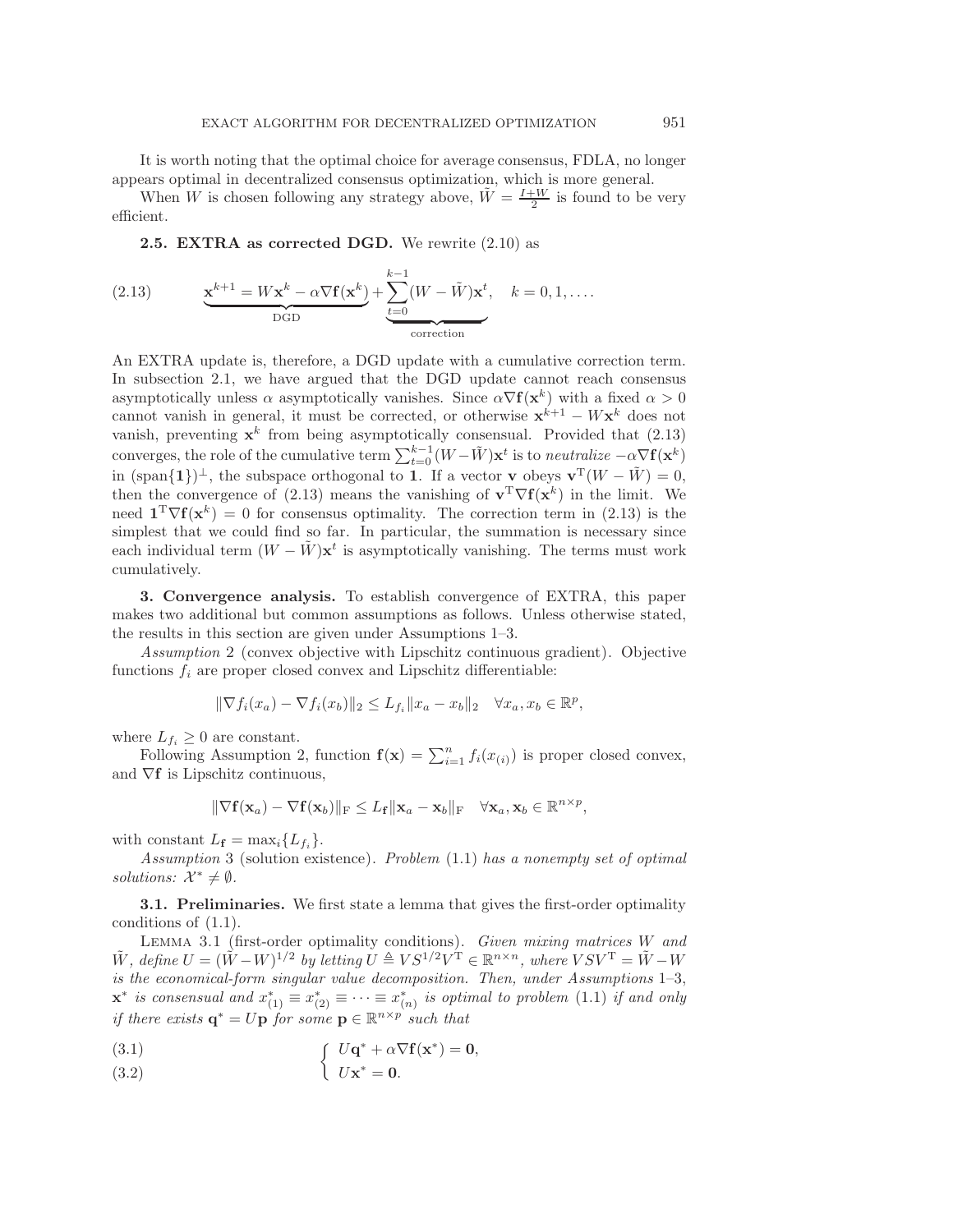It is worth noting that the optimal choice for average consensus, FDLA, no longer appears optimal in decentralized consensus optimization, which is more general.

When $W$ is chosen following any strategy above, $\tilde{W} = \frac{I+W}{2}$ is found to be very efficient.

**2.5. EXTRA as corrected DGD.** We rewrite (2.10) as

$$\underbrace{\mathbf{x}^{k+1} = W\mathbf{x}^k - \alpha\nabla\mathbf{f}(\mathbf{x}^k)}_{\text{DGD}} + \underbrace{\sum_{t=0}^{k-1}(W-\tilde{W})\mathbf{x}^t}_{\text{correction}}, \quad k = 0, 1, \ldots. \tag{2.13}$$

An EXTRA update is, therefore, a DGD update with a cumulative correction term. In subsection 2.1, we have argued that the DGD update cannot reach consensus asymptotically unless $\alpha$ asymptotically vanishes. Since $\alpha\nabla\mathbf{f}(\mathbf{x}^k)$ with a fixed $\alpha > 0$ cannot vanish in general, it must be corrected, or otherwise $\mathbf{x}^{k+1} - W\mathbf{x}^k$ does not vanish, preventing $\mathbf{x}^k$ from being asymptotically consensual. Provided that (2.13) converges, the role of the cumulative term $\sum_{t=0}^{k-1}(W-\tilde{W})\mathbf{x}^t$ is to *neutralize* $-\alpha\nabla\mathbf{f}(\mathbf{x}^k)$ in $(\text{span}\{\mathbf{1}\})^{\perp}$, the subspace orthogonal to $\mathbf{1}$. If a vector $\mathbf{v}$ obeys $\mathbf{v}^{\mathrm{T}}(W-\tilde{W}) = 0$, then the convergence of (2.13) means the vanishing of $\mathbf{v}^{\mathrm{T}}\nabla\mathbf{f}(\mathbf{x}^k)$ in the limit. We need $\mathbf{1}^{\mathrm{T}}\nabla\mathbf{f}(\mathbf{x}^k) = 0$ for consensus optimality. The correction term in (2.13) is the simplest that we could find so far. In particular, the summation is necessary since each individual term $(W-\tilde{W})\mathbf{x}^t$ is asymptotically vanishing. The terms must work cumulatively.

**3. Convergence analysis.** To establish convergence of EXTRA, this paper makes two additional but common assumptions as follows. Unless otherwise stated, the results in this section are given under Assumptions 1–3.

*Assumption* 2 (convex objective with Lipschitz continuous gradient). Objective functions $f_i$ are proper closed convex and Lipschitz differentiable:

$$\|\nabla f_i(x_a) - \nabla f_i(x_b)\|_2 \le L_{f_i}\|x_a - x_b\|_2 \quad \forall x_a, x_b \in \mathbb{R}^p,$$

where $L_{f_i} \ge 0$ are constant.

Following Assumption 2, function $\mathbf{f}(\mathbf{x}) = \sum_{i=1}^n f_i(x_{(i)})$ is proper closed convex, and $\nabla\mathbf{f}$ is Lipschitz continuous,

$$\|\nabla\mathbf{f}(\mathbf{x}_a) - \nabla\mathbf{f}(\mathbf{x}_b)\|_{\mathrm{F}} \le L_{\mathbf{f}}\|\mathbf{x}_a - \mathbf{x}_b\|_{\mathrm{F}} \quad \forall \mathbf{x}_a, \mathbf{x}_b \in \mathbb{R}^{n\times p},$$

with constant $L_{\mathbf{f}} = \max_i\{L_{f_i}\}$.

*Assumption* 3 (solution existence). *Problem* (1.1) *has a nonempty set of optimal solutions:* $\mathcal{X}^* \neq \emptyset$.

**3.1. Preliminaries.** We first state a lemma that gives the first-order optimality conditions of (1.1).

Lemma 3.1 (first-order optimality conditions). *Given mixing matrices $W$ and $\tilde{W}$, define $U = (\tilde{W}-W)^{1/2}$ by letting $U \triangleq VS^{1/2}V^{\mathrm{T}} \in \mathbb{R}^{n\times n}$, where $VSV^{\mathrm{T}} = \tilde{W}-W$ is the economical-form singular value decomposition. Then, under Assumptions* 1–3, *$\mathbf{x}^*$ is consensual and $x^*_{(1)} \equiv x^*_{(2)} \equiv \cdots \equiv x^*_{(n)}$ is optimal to problem* (1.1) *if and only if there exists $\mathbf{q}^* = U\mathbf{p}$ for some $\mathbf{p} \in \mathbb{R}^{n\times p}$ such that*

$$\begin{cases} U\mathbf{q}^* + \alpha\nabla\mathbf{f}(\mathbf{x}^*) = \mathbf{0}, & (3.1)\\ U\mathbf{x}^* = \mathbf{0}. & (3.2)\end{cases}$$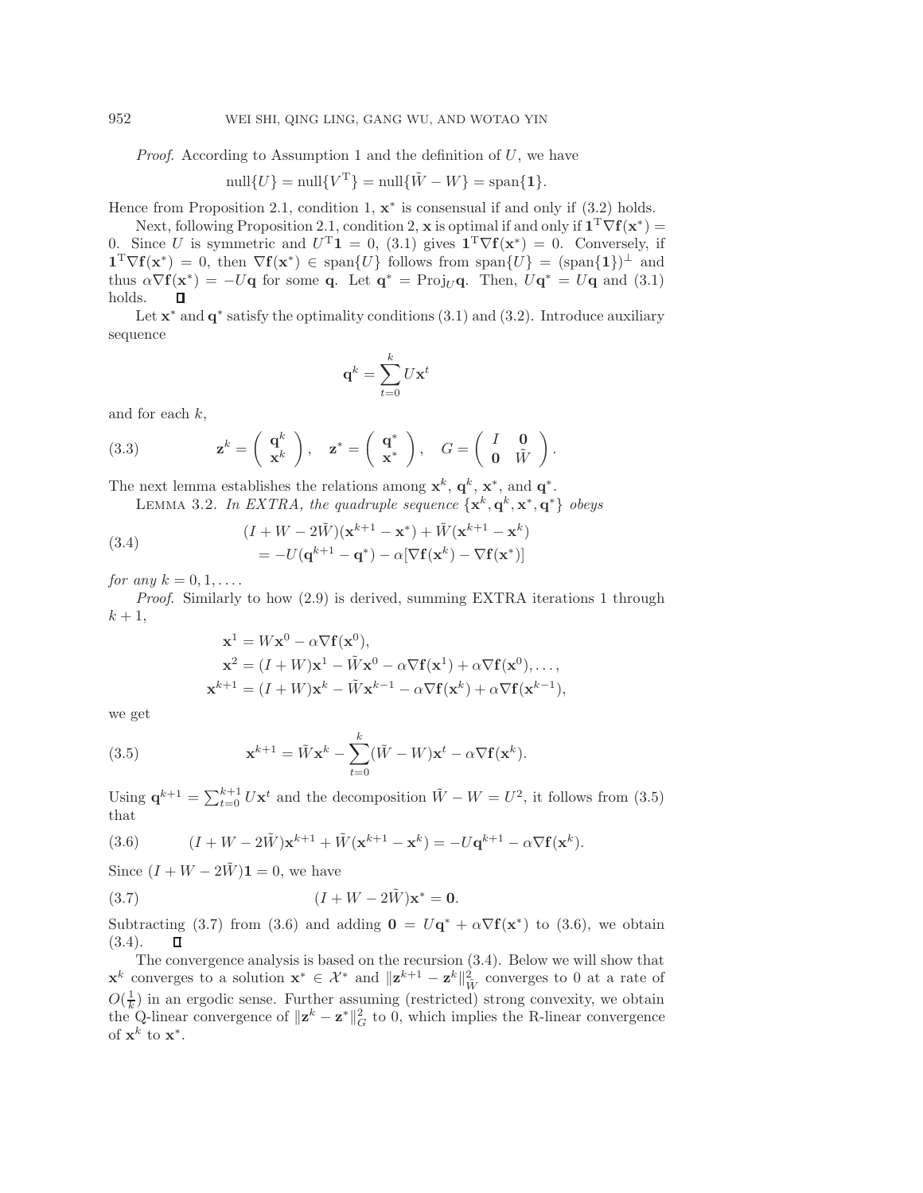*Proof.* According to Assumption 1 and the definition of $U$, we have

$$\text{null}\{U\} = \text{null}\{V^{\mathrm{T}}\} = \text{null}\{\tilde{W} - W\} = \text{span}\{\mathbf{1}\}.$$

Hence from Proposition 2.1, condition 1, $\mathbf{x}^*$ is consensual if and only if (3.2) holds.

Next, following Proposition 2.1, condition 2, $\mathbf{x}$ is optimal if and only if $\mathbf{1}^{\mathrm{T}}\nabla\mathbf{f}(\mathbf{x}^*) = 0$. Since $U$ is symmetric and $U^{\mathrm{T}}\mathbf{1} = 0$, (3.1) gives $\mathbf{1}^{\mathrm{T}}\nabla\mathbf{f}(\mathbf{x}^*) = 0$. Conversely, if $\mathbf{1}^{\mathrm{T}}\nabla\mathbf{f}(\mathbf{x}^*) = 0$, then $\nabla\mathbf{f}(\mathbf{x}^*) \in \text{span}\{U\}$ follows from $\text{span}\{U\} = (\text{span}\{\mathbf{1}\})^{\perp}$ and thus $\alpha\nabla\mathbf{f}(\mathbf{x}^*) = -U\mathbf{q}$ for some $\mathbf{q}$. Let $\mathbf{q}^* = \text{Proj}_U\mathbf{q}$. Then, $U\mathbf{q}^* = U\mathbf{q}$ and (3.1) holds. ∎

Let $\mathbf{x}^*$ and $\mathbf{q}^*$ satisfy the optimality conditions (3.1) and (3.2). Introduce auxiliary sequence

$$\mathbf{q}^k = \sum_{t=0}^{k} U\mathbf{x}^t$$

and for each $k$,

$$\mathbf{z}^k = \begin{pmatrix} \mathbf{q}^k \\ \mathbf{x}^k \end{pmatrix}, \quad \mathbf{z}^* = \begin{pmatrix} \mathbf{q}^* \\ \mathbf{x}^* \end{pmatrix}, \quad G = \begin{pmatrix} I & \mathbf{0} \\ \mathbf{0} & \tilde{W} \end{pmatrix}. \tag{3.3}$$

The next lemma establishes the relations among $\mathbf{x}^k$, $\mathbf{q}^k$, $\mathbf{x}^*$, and $\mathbf{q}^*$.

Lemma 3.2. *In EXTRA, the quadruple sequence $\{\mathbf{x}^k, \mathbf{q}^k, \mathbf{x}^*, \mathbf{q}^*\}$ obeys*

$$\begin{aligned} &(I + W - 2\tilde{W})(\mathbf{x}^{k+1} - \mathbf{x}^*) + \tilde{W}(\mathbf{x}^{k+1} - \mathbf{x}^k) \\ &\quad = -U(\mathbf{q}^{k+1} - \mathbf{q}^*) - \alpha[\nabla\mathbf{f}(\mathbf{x}^k) - \nabla\mathbf{f}(\mathbf{x}^*)] \end{aligned} \tag{3.4}$$

*for any $k = 0, 1, \ldots$.*

*Proof.* Similarly to how (2.9) is derived, summing EXTRA iterations 1 through $k+1$,

$$\begin{aligned} \mathbf{x}^1 &= W\mathbf{x}^0 - \alpha\nabla\mathbf{f}(\mathbf{x}^0), \\ \mathbf{x}^2 &= (I + W)\mathbf{x}^1 - \tilde{W}\mathbf{x}^0 - \alpha\nabla\mathbf{f}(\mathbf{x}^1) + \alpha\nabla\mathbf{f}(\mathbf{x}^0), \ldots, \\ \mathbf{x}^{k+1} &= (I + W)\mathbf{x}^k - \tilde{W}\mathbf{x}^{k-1} - \alpha\nabla\mathbf{f}(\mathbf{x}^k) + \alpha\nabla\mathbf{f}(\mathbf{x}^{k-1}), \end{aligned}$$

we get

$$\mathbf{x}^{k+1} = \tilde{W}\mathbf{x}^k - \sum_{t=0}^{k}(\tilde{W} - W)\mathbf{x}^t - \alpha\nabla\mathbf{f}(\mathbf{x}^k). \tag{3.5}$$

Using $\mathbf{q}^{k+1} = \sum_{t=0}^{k+1} U\mathbf{x}^t$ and the decomposition $\tilde{W} - W = U^2$, it follows from (3.5) that

$$(I + W - 2\tilde{W})\mathbf{x}^{k+1} + \tilde{W}(\mathbf{x}^{k+1} - \mathbf{x}^k) = -U\mathbf{q}^{k+1} - \alpha\nabla\mathbf{f}(\mathbf{x}^k). \tag{3.6}$$

Since $(I + W - 2\tilde{W})\mathbf{1} = 0$, we have

$$(I + W - 2\tilde{W})\mathbf{x}^* = \mathbf{0}. \tag{3.7}$$

Subtracting (3.7) from (3.6) and adding $\mathbf{0} = U\mathbf{q}^* + \alpha\nabla\mathbf{f}(\mathbf{x}^*)$ to (3.6), we obtain (3.4). ∎

The convergence analysis is based on the recursion (3.4). Below we will show that $\mathbf{x}^k$ converges to a solution $\mathbf{x}^* \in \mathcal{X}^*$ and $\|\mathbf{z}^{k+1} - \mathbf{z}^k\|_{\tilde{W}}^2$ converges to 0 at a rate of $O(\frac{1}{k})$ in an ergodic sense. Further assuming (restricted) strong convexity, we obtain the Q-linear convergence of $\|\mathbf{z}^k - \mathbf{z}^*\|_G^2$ to 0, which implies the R-linear convergence of $\mathbf{x}^k$ to $\mathbf{x}^*$.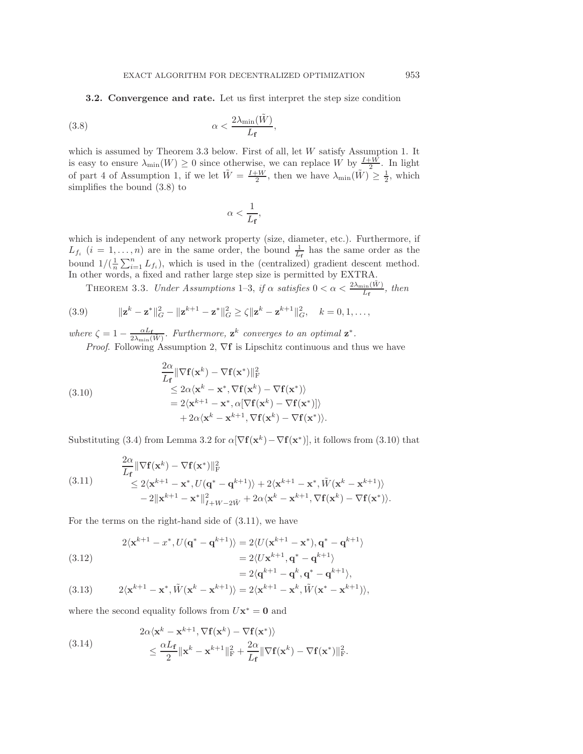**3.2. Convergence and rate.** Let us first interpret the step size condition

$$\alpha < \frac{2\lambda_{\min}(\tilde{W})}{L_{\mathbf{f}}}, \tag{3.8}$$

which is assumed by Theorem 3.3 below. First of all, let $W$ satisfy Assumption 1. It is easy to ensure $\lambda_{\min}(W) \geq 0$ since otherwise, we can replace $W$ by $\frac{I+W}{2}$. In light of part 4 of Assumption 1, if we let $\tilde{W} = \frac{I+W}{2}$, then we have $\lambda_{\min}(\tilde{W}) \geq \frac{1}{2}$, which simplifies the bound (3.8) to

$$\alpha < \frac{1}{L_{\mathbf{f}}},$$

which is independent of any network property (size, diameter, etc.). Furthermore, if $L_{f_i}$ $(i = 1, \ldots, n)$ are in the same order, the bound $\frac{1}{L_{\mathbf{f}}}$ has the same order as the bound $1/(\frac{1}{n}\sum_{i=1}^{n} L_{f_i})$, which is used in the (centralized) gradient descent method. In other words, a fixed and rather large step size is permitted by EXTRA.

Theorem 3.3. *Under Assumptions 1–3, if $\alpha$ satisfies $0 < \alpha < \frac{2\lambda_{\min}(\tilde{W})}{L_{\mathbf{f}}}$, then*

$$\|\mathbf{z}^k - \mathbf{z}^*\|_G^2 - \|\mathbf{z}^{k+1} - \mathbf{z}^*\|_G^2 \geq \zeta \|\mathbf{z}^k - \mathbf{z}^{k+1}\|_G^2, \quad k = 0, 1, \ldots, \tag{3.9}$$

*where $\zeta = 1 - \frac{\alpha L_{\mathbf{f}}}{2\lambda_{\min}(\tilde{W})}$. Furthermore, $\mathbf{z}^k$ converges to an optimal $\mathbf{z}^*$.*

*Proof.* Following Assumption 2, $\nabla \mathbf{f}$ is Lipschitz continuous and thus we have

$$\begin{aligned} &\frac{2\alpha}{L_{\mathbf{f}}}\|\nabla \mathbf{f}(\mathbf{x}^k) - \nabla \mathbf{f}(\mathbf{x}^*)\|_{\mathrm{F}}^2 \\ &\quad \leq 2\alpha \langle \mathbf{x}^k - \mathbf{x}^*, \nabla \mathbf{f}(\mathbf{x}^k) - \nabla \mathbf{f}(\mathbf{x}^*)\rangle \\ &\quad = 2\langle \mathbf{x}^{k+1} - \mathbf{x}^*, \alpha[\nabla \mathbf{f}(\mathbf{x}^k) - \nabla \mathbf{f}(\mathbf{x}^*)]\rangle \\ &\qquad + 2\alpha \langle \mathbf{x}^k - \mathbf{x}^{k+1}, \nabla \mathbf{f}(\mathbf{x}^k) - \nabla \mathbf{f}(\mathbf{x}^*)\rangle. \end{aligned} \tag{3.10}$$

Substituting (3.4) from Lemma 3.2 for $\alpha[\nabla \mathbf{f}(\mathbf{x}^k) - \nabla \mathbf{f}(\mathbf{x}^*)]$, it follows from (3.10) that

$$\begin{aligned} &\frac{2\alpha}{L_{\mathbf{f}}}\|\nabla \mathbf{f}(\mathbf{x}^k) - \nabla \mathbf{f}(\mathbf{x}^*)\|_{\mathrm{F}}^2 \\ &\quad \leq 2\langle \mathbf{x}^{k+1} - \mathbf{x}^*, U(\mathbf{q}^* - \mathbf{q}^{k+1})\rangle + 2\langle \mathbf{x}^{k+1} - \mathbf{x}^*, \tilde{W}(\mathbf{x}^k - \mathbf{x}^{k+1})\rangle \\ &\qquad - 2\|\mathbf{x}^{k+1} - \mathbf{x}^*\|_{I+W-2\tilde{W}}^2 + 2\alpha\langle \mathbf{x}^k - \mathbf{x}^{k+1}, \nabla \mathbf{f}(\mathbf{x}^k) - \nabla \mathbf{f}(\mathbf{x}^*)\rangle. \end{aligned} \tag{3.11}$$

For the terms on the right-hand side of (3.11), we have

$$\begin{aligned} 2\langle \mathbf{x}^{k+1} - x^*, U(\mathbf{q}^* - \mathbf{q}^{k+1})\rangle &= 2\langle U(\mathbf{x}^{k+1} - \mathbf{x}^*), \mathbf{q}^* - \mathbf{q}^{k+1}\rangle \\ &= 2\langle U\mathbf{x}^{k+1}, \mathbf{q}^* - \mathbf{q}^{k+1}\rangle \\ &= 2\langle \mathbf{q}^{k+1} - \mathbf{q}^k, \mathbf{q}^* - \mathbf{q}^{k+1}\rangle, \end{aligned} \tag{3.12}$$

$$2\langle \mathbf{x}^{k+1} - \mathbf{x}^*, \tilde{W}(\mathbf{x}^k - \mathbf{x}^{k+1})\rangle = 2\langle \mathbf{x}^{k+1} - \mathbf{x}^k, \tilde{W}(\mathbf{x}^* - \mathbf{x}^{k+1})\rangle, \tag{3.13}$$

where the second equality follows from $U\mathbf{x}^* = \mathbf{0}$ and

$$\begin{aligned} &2\alpha\langle \mathbf{x}^k - \mathbf{x}^{k+1}, \nabla \mathbf{f}(\mathbf{x}^k) - \nabla \mathbf{f}(\mathbf{x}^*)\rangle \\ &\quad \leq \frac{\alpha L_{\mathbf{f}}}{2}\|\mathbf{x}^k - \mathbf{x}^{k+1}\|_{\mathrm{F}}^2 + \frac{2\alpha}{L_{\mathbf{f}}}\|\nabla \mathbf{f}(\mathbf{x}^k) - \nabla \mathbf{f}(\mathbf{x}^*)\|_{\mathrm{F}}^2. \end{aligned} \tag{3.14}$$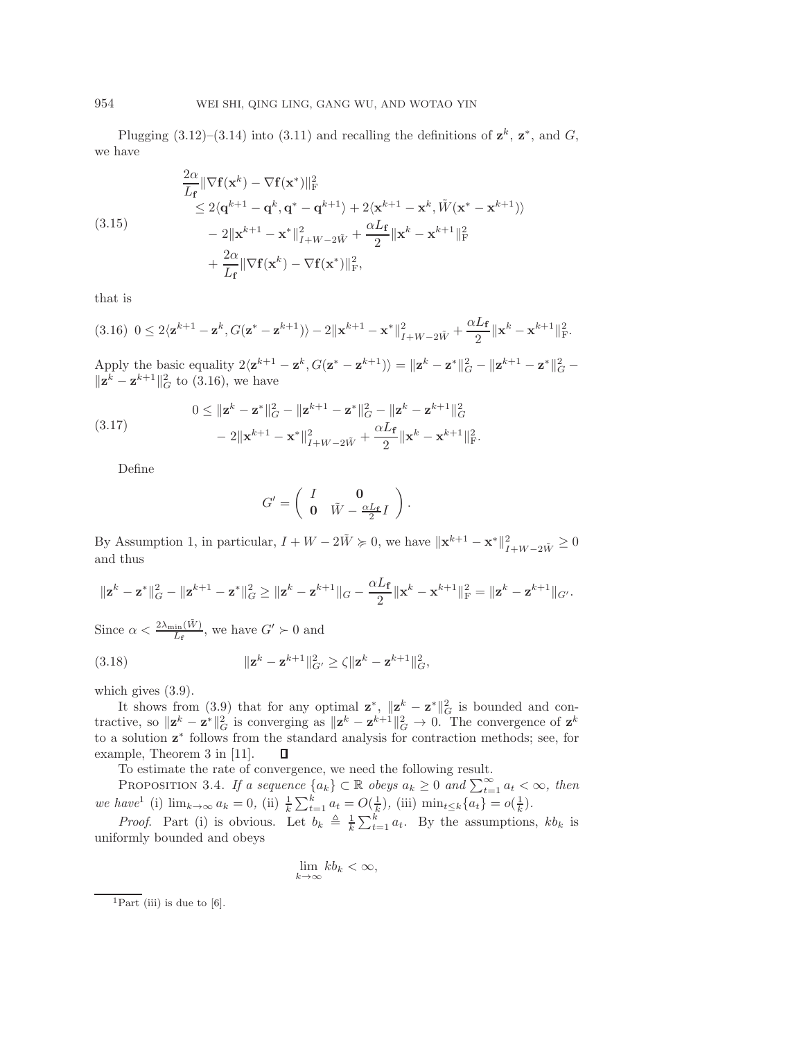Plugging (3.12)–(3.14) into (3.11) and recalling the definitions of $\mathbf{z}^k$, $\mathbf{z}^*$, and $G$, we have

$$
\begin{aligned}
&\frac{2\alpha}{L_{\mathbf{f}}}\|\nabla \mathbf{f}(\mathbf{x}^k) - \nabla \mathbf{f}(\mathbf{x}^*)\|_{\mathrm{F}}^2 \\
&\quad \leq 2\langle \mathbf{q}^{k+1} - \mathbf{q}^k, \mathbf{q}^* - \mathbf{q}^{k+1}\rangle + 2\langle \mathbf{x}^{k+1} - \mathbf{x}^k, \tilde{W}(\mathbf{x}^* - \mathbf{x}^{k+1})\rangle \\
&\qquad - 2\|\mathbf{x}^{k+1} - \mathbf{x}^*\|_{I+W-2\tilde{W}}^2 + \frac{\alpha L_{\mathbf{f}}}{2}\|\mathbf{x}^k - \mathbf{x}^{k+1}\|_{\mathrm{F}}^2 \\
&\qquad + \frac{2\alpha}{L_{\mathbf{f}}}\|\nabla \mathbf{f}(\mathbf{x}^k) - \nabla \mathbf{f}(\mathbf{x}^*)\|_{\mathrm{F}}^2,
\end{aligned} \tag{3.15}
$$

that is

$$
0 \leq 2\langle \mathbf{z}^{k+1} - \mathbf{z}^k, G(\mathbf{z}^* - \mathbf{z}^{k+1})\rangle - 2\|\mathbf{x}^{k+1} - \mathbf{x}^*\|_{I+W-2\tilde{W}}^2 + \frac{\alpha L_{\mathbf{f}}}{2}\|\mathbf{x}^k - \mathbf{x}^{k+1}\|_{\mathrm{F}}^2. \tag{3.16}
$$

Apply the basic equality $2\langle \mathbf{z}^{k+1} - \mathbf{z}^k, G(\mathbf{z}^* - \mathbf{z}^{k+1})\rangle = \|\mathbf{z}^k - \mathbf{z}^*\|_G^2 - \|\mathbf{z}^{k+1} - \mathbf{z}^*\|_G^2 - \|\mathbf{z}^k - \mathbf{z}^{k+1}\|_G^2$ to (3.16), we have

$$
\begin{aligned}
0 &\leq \|\mathbf{z}^k - \mathbf{z}^*\|_G^2 - \|\mathbf{z}^{k+1} - \mathbf{z}^*\|_G^2 - \|\mathbf{z}^k - \mathbf{z}^{k+1}\|_G^2 \\
&\quad - 2\|\mathbf{x}^{k+1} - \mathbf{x}^*\|_{I+W-2\tilde{W}}^2 + \frac{\alpha L_{\mathbf{f}}}{2}\|\mathbf{x}^k - \mathbf{x}^{k+1}\|_{\mathrm{F}}^2.
\end{aligned} \tag{3.17}
$$

Define

$$
G' = \begin{pmatrix} I & \mathbf{0} \\ \mathbf{0} & \tilde{W} - \frac{\alpha L_{\mathbf{f}}}{2} I \end{pmatrix}.
$$

By Assumption 1, in particular, $I + W - 2\tilde{W} \succcurlyeq 0$, we have $\|\mathbf{x}^{k+1} - \mathbf{x}^*\|_{I+W-2\tilde{W}}^2 \geq 0$ and thus

$$
\|\mathbf{z}^k - \mathbf{z}^*\|_G^2 - \|\mathbf{z}^{k+1} - \mathbf{z}^*\|_G^2 \geq \|\mathbf{z}^k - \mathbf{z}^{k+1}\|_G - \frac{\alpha L_{\mathbf{f}}}{2}\|\mathbf{x}^k - \mathbf{x}^{k+1}\|_{\mathrm{F}}^2 = \|\mathbf{z}^k - \mathbf{z}^{k+1}\|_{G'}.
$$

Since $\alpha < \frac{2\lambda_{\min}(\tilde{W})}{L_{\mathbf{f}}}$, we have $G' \succ 0$ and

$$
\|\mathbf{z}^k - \mathbf{z}^{k+1}\|_{G'}^2 \geq \zeta\|\mathbf{z}^k - \mathbf{z}^{k+1}\|_G^2, \tag{3.18}
$$

which gives (3.9).

It shows from (3.9) that for any optimal $\mathbf{z}^*$, $\|\mathbf{z}^k - \mathbf{z}^*\|_G^2$ is bounded and contractive, so $\|\mathbf{z}^k - \mathbf{z}^*\|_G^2$ is converging as $\|\mathbf{z}^k - \mathbf{z}^{k+1}\|_G^2 \to 0$. The convergence of $\mathbf{z}^k$ to a solution $\mathbf{z}^*$ follows from the standard analysis for contraction methods; see, for example, Theorem 3 in [11]. ∎

To estimate the rate of convergence, we need the following result.

Proposition 3.4. *If a sequence $\{a_k\} \subset \mathbb{R}$ obeys $a_k \geq 0$ and $\sum_{t=1}^{\infty} a_t < \infty$, then we have*[1] (i) $\lim_{k\to\infty} a_k = 0$, (ii) $\frac{1}{k}\sum_{t=1}^{k} a_t = O(\frac{1}{k})$, (iii) $\min_{t\leq k}\{a_t\} = o(\frac{1}{k})$.

*Proof.* Part (i) is obvious. Let $b_k \triangleq \frac{1}{k}\sum_{t=1}^{k} a_t$. By the assumptions, $kb_k$ is uniformly bounded and obeys

$$
\lim_{k\to\infty} kb_k < \infty,
$$

[1] Part (iii) is due to [6].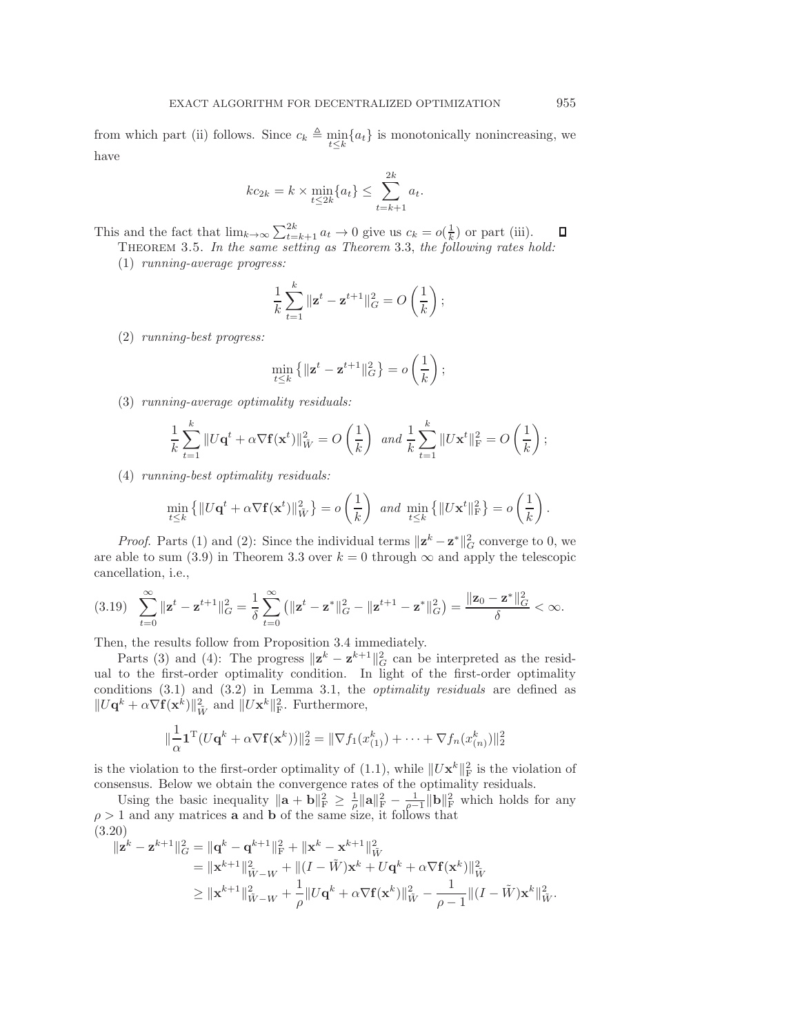from which part (ii) follows. Since $c_k \triangleq \min_{t\le k}\{a_t\}$ is monotonically nonincreasing, we have

$$kc_{2k} = k \times \min_{t\le 2k}\{a_t\} \le \sum_{t=k+1}^{2k} a_t.$$

This and the fact that $\lim_{k\to\infty}\sum_{t=k+1}^{2k} a_t \to 0$ give us $c_k = o(\frac{1}{k})$ or part (iii). ◻

THEOREM 3.5. *In the same setting as Theorem* 3.3, *the following rates hold:*

(1) *running-average progress:*

$$\frac{1}{k}\sum_{t=1}^{k}\|\mathbf{z}^t - \mathbf{z}^{t+1}\|_G^2 = O\left(\frac{1}{k}\right);$$

(2) *running-best progress:*

$$\min_{t\le k}\left\{\|\mathbf{z}^t - \mathbf{z}^{t+1}\|_G^2\right\} = o\left(\frac{1}{k}\right);$$

(3) *running-average optimality residuals:*

$$\frac{1}{k}\sum_{t=1}^{k}\|U\mathbf{q}^t + \alpha\nabla\mathbf{f}(\mathbf{x}^t)\|_{\tilde{W}}^2 = O\left(\frac{1}{k}\right) \text{ and } \frac{1}{k}\sum_{t=1}^{k}\|U\mathbf{x}^t\|_{\mathrm{F}}^2 = O\left(\frac{1}{k}\right);$$

(4) *running-best optimality residuals:*

$$\min_{t\le k}\left\{\|U\mathbf{q}^t + \alpha\nabla\mathbf{f}(\mathbf{x}^t)\|_{\tilde{W}}^2\right\} = o\left(\frac{1}{k}\right) \text{ and } \min_{t\le k}\left\{\|U\mathbf{x}^t\|_{\mathrm{F}}^2\right\} = o\left(\frac{1}{k}\right).$$

*Proof*. Parts (1) and (2): Since the individual terms $\|\mathbf{z}^k - \mathbf{z}^*\|_G^2$ converge to 0, we are able to sum (3.9) in Theorem 3.3 over $k = 0$ through $\infty$ and apply the telescopic cancellation, i.e.,

$$\sum_{t=0}^{\infty}\|\mathbf{z}^t - \mathbf{z}^{t+1}\|_G^2 = \frac{1}{\delta}\sum_{t=0}^{\infty}\left(\|\mathbf{z}^t - \mathbf{z}^*\|_G^2 - \|\mathbf{z}^{t+1} - \mathbf{z}^*\|_G^2\right) = \frac{\|\mathbf{z}_0 - \mathbf{z}^*\|_G^2}{\delta} < \infty. \tag{3.19}$$

Then, the results follow from Proposition 3.4 immediately.

Parts (3) and (4): The progress $\|\mathbf{z}^k - \mathbf{z}^{k+1}\|_G^2$ can be interpreted as the residual to the first-order optimality condition. In light of the first-order optimality conditions (3.1) and (3.2) in Lemma 3.1, the *optimality residuals* are defined as $\|U\mathbf{q}^k + \alpha\nabla\mathbf{f}(\mathbf{x}^k)\|_{\tilde{W}}^2$ and $\|U\mathbf{x}^k\|_{\mathrm{F}}^2$. Furthermore,

$$\|\frac{1}{\alpha}\mathbf{1}^{\mathrm{T}}(U\mathbf{q}^k + \alpha\nabla\mathbf{f}(\mathbf{x}^k))\|_2^2 = \|\nabla f_1(x_{(1)}^k) + \cdots + \nabla f_n(x_{(n)}^k)\|_2^2$$

is the violation to the first-order optimality of (1.1), while $\|U\mathbf{x}^k\|_{\mathrm{F}}^2$ is the violation of consensus. Below we obtain the convergence rates of the optimality residuals.

Using the basic inequality $\|\mathbf{a}+\mathbf{b}\|_{\mathrm{F}}^2 \ge \frac{1}{\rho}\|\mathbf{a}\|_{\mathrm{F}}^2 - \frac{1}{\rho-1}\|\mathbf{b}\|_{\mathrm{F}}^2$ which holds for any $\rho > 1$ and any matrices $\mathbf{a}$ and $\mathbf{b}$ of the same size, it follows that

$$\begin{aligned}
\|\mathbf{z}^k - \mathbf{z}^{k+1}\|_G^2 &= \|\mathbf{q}^k - \mathbf{q}^{k+1}\|_{\mathrm{F}}^2 + \|\mathbf{x}^k - \mathbf{x}^{k+1}\|_{\tilde{W}}^2 \\
&= \|\mathbf{x}^{k+1}\|_{\tilde{W}-W}^2 + \|(I-\tilde{W})\mathbf{x}^k + U\mathbf{q}^k + \alpha\nabla\mathbf{f}(\mathbf{x}^k)\|_{\tilde{W}}^2 \\
&\ge \|\mathbf{x}^{k+1}\|_{\tilde{W}-W}^2 + \frac{1}{\rho}\|U\mathbf{q}^k + \alpha\nabla\mathbf{f}(\mathbf{x}^k)\|_{\tilde{W}}^2 - \frac{1}{\rho-1}\|(I-\tilde{W})\mathbf{x}^k\|_{\tilde{W}}^2.
\end{aligned} \tag{3.20}$$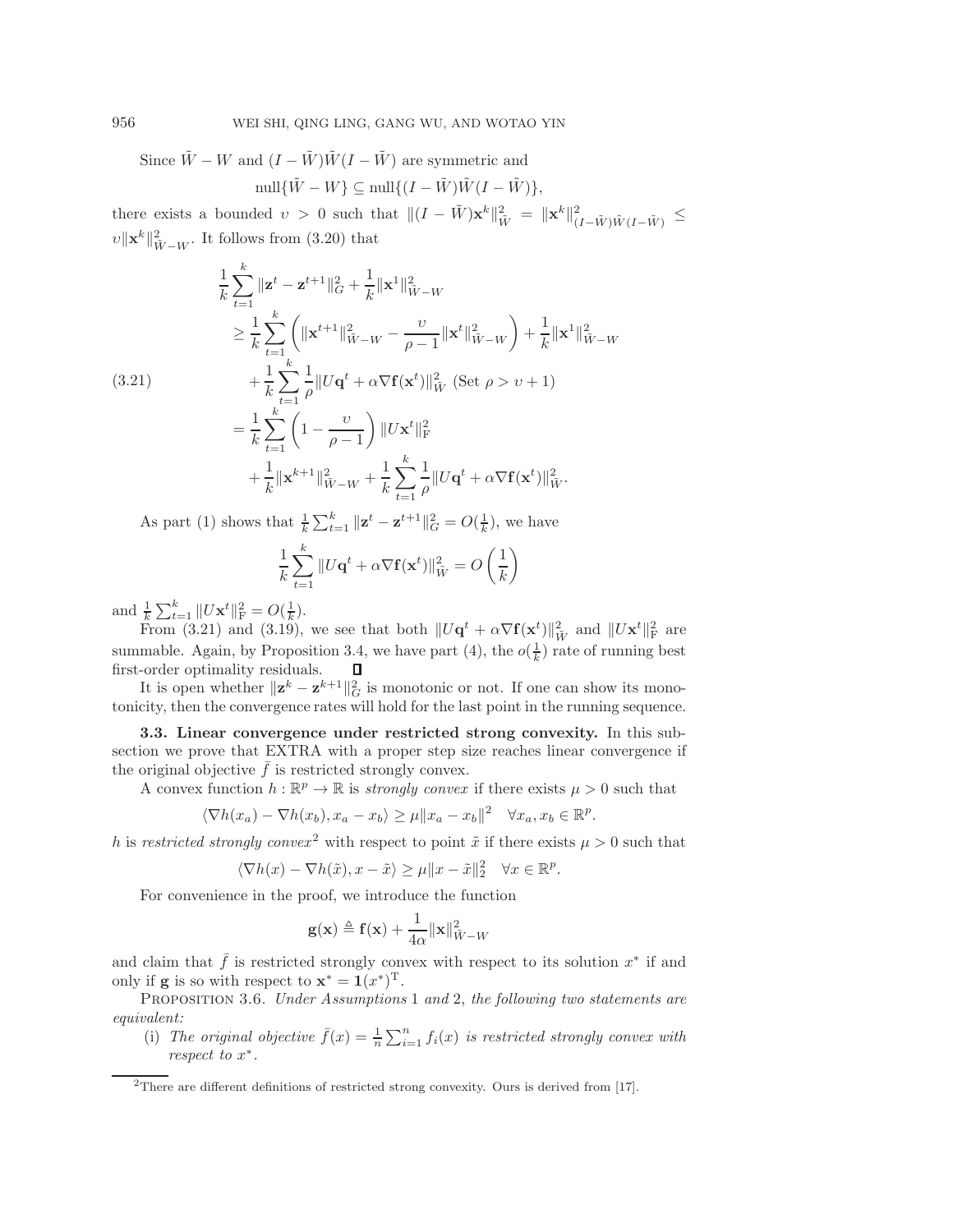Since $\tilde{W} - W$ and $(I - \tilde{W})\tilde{W}(I - \tilde{W})$ are symmetric and

$$\text{null}\{\tilde{W} - W\} \subseteq \text{null}\{(I - \tilde{W})\tilde{W}(I - \tilde{W})\},$$

there exists a bounded $\upsilon > 0$ such that $\|(I - \tilde{W})\mathbf{x}^k\|_{\tilde{W}}^2 = \|\mathbf{x}^k\|_{(I-\tilde{W})\tilde{W}(I-\tilde{W})}^2 \leq \upsilon\|\mathbf{x}^k\|_{\tilde{W}-W}^2$. It follows from (3.20) that

$$\begin{aligned}
&\frac{1}{k}\sum_{t=1}^{k}\|\mathbf{z}^t - \mathbf{z}^{t+1}\|_G^2 + \frac{1}{k}\|\mathbf{x}^1\|_{\tilde{W}-W}^2 \\
&\quad \geq \frac{1}{k}\sum_{t=1}^{k}\left(\|\mathbf{x}^{t+1}\|_{\tilde{W}-W}^2 - \frac{\upsilon}{\rho - 1}\|\mathbf{x}^t\|_{\tilde{W}-W}^2\right) + \frac{1}{k}\|\mathbf{x}^1\|_{\tilde{W}-W}^2 \\
&\qquad + \frac{1}{k}\sum_{t=1}^{k}\frac{1}{\rho}\|U\mathbf{q}^t + \alpha\nabla\mathbf{f}(\mathbf{x}^t)\|_{\tilde{W}}^2 \text{ (Set } \rho > \upsilon + 1) \\
&\quad = \frac{1}{k}\sum_{t=1}^{k}\left(1 - \frac{\upsilon}{\rho - 1}\right)\|U\mathbf{x}^t\|_{\mathrm{F}}^2 \\
&\qquad + \frac{1}{k}\|\mathbf{x}^{k+1}\|_{\tilde{W}-W}^2 + \frac{1}{k}\sum_{t=1}^{k}\frac{1}{\rho}\|U\mathbf{q}^t + \alpha\nabla\mathbf{f}(\mathbf{x}^t)\|_{\tilde{W}}^2.
\end{aligned} \tag{3.21}$$

As part (1) shows that $\frac{1}{k}\sum_{t=1}^{k}\|\mathbf{z}^t - \mathbf{z}^{t+1}\|_G^2 = O(\frac{1}{k})$, we have

$$\frac{1}{k}\sum_{t=1}^{k}\|U\mathbf{q}^t + \alpha\nabla\mathbf{f}(\mathbf{x}^t)\|_{\tilde{W}}^2 = O\left(\frac{1}{k}\right)$$

and $\frac{1}{k}\sum_{t=1}^{k}\|U\mathbf{x}^t\|_{\mathrm{F}}^2 = O(\frac{1}{k})$.

From (3.21) and (3.19), we see that both $\|U\mathbf{q}^t + \alpha\nabla\mathbf{f}(\mathbf{x}^t)\|_{\tilde{W}}^2$ and $\|U\mathbf{x}^t\|_{\mathrm{F}}^2$ are summable. Again, by Proposition 3.4, we have part (4), the $o(\frac{1}{k})$ rate of running best first-order optimality residuals. ∎

It is open whether $\|\mathbf{z}^k - \mathbf{z}^{k+1}\|_G^2$ is monotonic or not. If one can show its monotonicity, then the convergence rates will hold for the last point in the running sequence.

**3.3. Linear convergence under restricted strong convexity.** In this subsection we prove that EXTRA with a proper step size reaches linear convergence if the original objective $\bar{f}$ is restricted strongly convex.

A convex function $h : \mathbb{R}^p \to \mathbb{R}$ is *strongly convex* if there exists $\mu > 0$ such that

$$\langle \nabla h(x_a) - \nabla h(x_b), x_a - x_b\rangle \geq \mu\|x_a - x_b\|^2 \quad \forall x_a, x_b \in \mathbb{R}^p.$$

$h$ is *restricted strongly convex*[2] with respect to point $\tilde{x}$ if there exists $\mu > 0$ such that

$$\langle \nabla h(x) - \nabla h(\tilde{x}), x - \tilde{x}\rangle \geq \mu\|x - \tilde{x}\|_2^2 \quad \forall x \in \mathbb{R}^p.$$

For convenience in the proof, we introduce the function

$$\mathbf{g}(\mathbf{x}) \triangleq \mathbf{f}(\mathbf{x}) + \frac{1}{4\alpha}\|\mathbf{x}\|_{\tilde{W}-W}^2$$

and claim that $\bar{f}$ is restricted strongly convex with respect to its solution $x^*$ if and only if $\mathbf{g}$ is so with respect to $\mathbf{x}^* = \mathbf{1}(x^*)^{\mathrm{T}}$.

PROPOSITION 3.6. *Under Assumptions* 1 *and* 2, *the following two statements are equivalent:*

(i) *The original objective* $\bar{f}(x) = \frac{1}{n}\sum_{i=1}^{n} f_i(x)$ *is restricted strongly convex with respect to* $x^*$.

[2] There are different definitions of restricted strong convexity. Ours is derived from [17].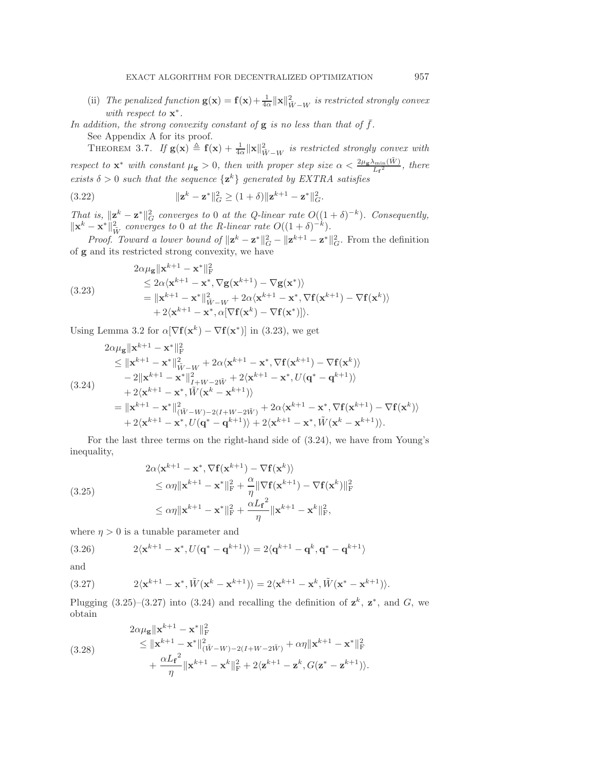(ii) *The penalized function* $\mathbf{g}(\mathbf{x}) = \mathbf{f}(\mathbf{x}) + \frac{1}{4\alpha}\|\mathbf{x}\|^2_{\tilde{W}-W}$ *is restricted strongly convex with respect to* $\mathbf{x}^*$.

*In addition, the strong convexity constant of* $\mathbf{g}$ *is no less than that of* $\bar{f}$.

See Appendix A for its proof.

THEOREM 3.7. *If* $\mathbf{g}(\mathbf{x}) \triangleq \mathbf{f}(\mathbf{x}) + \frac{1}{4\alpha}\|\mathbf{x}\|^2_{\tilde{W}-W}$ *is restricted strongly convex with respect to* $\mathbf{x}^*$ *with constant* $\mu_{\mathbf{g}} > 0$, *then with proper step size* $\alpha < \frac{2\mu_{\mathbf{g}}\lambda_{\min}(\tilde{W})}{L_{\mathbf{f}}^2}$, *there exists* $\delta > 0$ *such that the sequence* $\{\mathbf{z}^k\}$ *generated by EXTRA satisfies*

$$\|\mathbf{z}^k - \mathbf{z}^*\|^2_G \geq (1+\delta)\|\mathbf{z}^{k+1} - \mathbf{z}^*\|^2_G. \tag{3.22}$$

*That is,* $\|\mathbf{z}^k - \mathbf{z}^*\|^2_G$ *converges to 0 at the Q-linear rate* $O((1+\delta)^{-k})$. *Consequently,* $\|\mathbf{x}^k - \mathbf{x}^*\|^2_{\tilde{W}}$ *converges to 0 at the R-linear rate* $O((1+\delta)^{-k})$.

*Proof.* Toward a lower bound of $\|\mathbf{z}^k - \mathbf{z}^*\|^2_G - \|\mathbf{z}^{k+1} - \mathbf{z}^*\|^2_G$. From the definition of $\mathbf{g}$ and its restricted strong convexity, we have

$$\begin{aligned}
&2\alpha\mu_{\mathbf{g}}\|\mathbf{x}^{k+1} - \mathbf{x}^*\|^2_{\mathrm{F}} \\
&\leq 2\alpha\langle \mathbf{x}^{k+1} - \mathbf{x}^*, \nabla\mathbf{g}(\mathbf{x}^{k+1}) - \nabla\mathbf{g}(\mathbf{x}^*)\rangle \\
&= \|\mathbf{x}^{k+1} - \mathbf{x}^*\|^2_{\tilde{W}-W} + 2\alpha\langle \mathbf{x}^{k+1} - \mathbf{x}^*, \nabla\mathbf{f}(\mathbf{x}^{k+1}) - \nabla\mathbf{f}(\mathbf{x}^k)\rangle \\
&\quad + 2\langle \mathbf{x}^{k+1} - \mathbf{x}^*, \alpha[\nabla\mathbf{f}(\mathbf{x}^k) - \nabla\mathbf{f}(\mathbf{x}^*)]\rangle.
\end{aligned} \tag{3.23}$$

Using Lemma 3.2 for $\alpha[\nabla\mathbf{f}(\mathbf{x}^k) - \nabla\mathbf{f}(\mathbf{x}^*)]$ in (3.23), we get

$$\begin{aligned}
&2\alpha\mu_{\mathbf{g}}\|\mathbf{x}^{k+1} - \mathbf{x}^*\|^2_{\mathrm{F}} \\
&\leq \|\mathbf{x}^{k+1} - \mathbf{x}^*\|^2_{\tilde{W}-W} + 2\alpha\langle \mathbf{x}^{k+1} - \mathbf{x}^*, \nabla\mathbf{f}(\mathbf{x}^{k+1}) - \nabla\mathbf{f}(\mathbf{x}^k)\rangle \\
&\quad - 2\|\mathbf{x}^{k+1} - \mathbf{x}^*\|^2_{I+W-2\tilde{W}} + 2\langle \mathbf{x}^{k+1} - \mathbf{x}^*, U(\mathbf{q}^* - \mathbf{q}^{k+1})\rangle \\
&\quad + 2\langle \mathbf{x}^{k+1} - \mathbf{x}^*, \tilde{W}(\mathbf{x}^k - \mathbf{x}^{k+1})\rangle \\
&= \|\mathbf{x}^{k+1} - \mathbf{x}^*\|^2_{(\tilde{W}-W)-2(I+W-2\tilde{W})} + 2\alpha\langle \mathbf{x}^{k+1} - \mathbf{x}^*, \nabla\mathbf{f}(\mathbf{x}^{k+1}) - \nabla\mathbf{f}(\mathbf{x}^k)\rangle \\
&\quad + 2\langle \mathbf{x}^{k+1} - \mathbf{x}^*, U(\mathbf{q}^* - \mathbf{q}^{k+1})\rangle + 2\langle \mathbf{x}^{k+1} - \mathbf{x}^*, \tilde{W}(\mathbf{x}^k - \mathbf{x}^{k+1})\rangle.
\end{aligned} \tag{3.24}$$

For the last three terms on the right-hand side of (3.24), we have from Young's inequality,

$$\begin{aligned}
&2\alpha\langle \mathbf{x}^{k+1} - \mathbf{x}^*, \nabla\mathbf{f}(\mathbf{x}^{k+1}) - \nabla\mathbf{f}(\mathbf{x}^k)\rangle \\
&\leq \alpha\eta\|\mathbf{x}^{k+1} - \mathbf{x}^*\|^2_{\mathrm{F}} + \frac{\alpha}{\eta}\|\nabla\mathbf{f}(\mathbf{x}^{k+1}) - \nabla\mathbf{f}(\mathbf{x}^k)\|^2_{\mathrm{F}} \\
&\leq \alpha\eta\|\mathbf{x}^{k+1} - \mathbf{x}^*\|^2_{\mathrm{F}} + \frac{\alpha {L_{\mathbf{f}}}^2}{\eta}\|\mathbf{x}^{k+1} - \mathbf{x}^k\|^2_{\mathrm{F}},
\end{aligned} \tag{3.25}$$

where $\eta > 0$ is a tunable parameter and

$$2\langle \mathbf{x}^{k+1} - \mathbf{x}^*, U(\mathbf{q}^* - \mathbf{q}^{k+1})\rangle = 2\langle \mathbf{q}^{k+1} - \mathbf{q}^k, \mathbf{q}^* - \mathbf{q}^{k+1}\rangle \tag{3.26}$$

and

$$2\langle \mathbf{x}^{k+1} - \mathbf{x}^*, \tilde{W}(\mathbf{x}^k - \mathbf{x}^{k+1})\rangle = 2\langle \mathbf{x}^{k+1} - \mathbf{x}^k, \tilde{W}(\mathbf{x}^* - \mathbf{x}^{k+1})\rangle. \tag{3.27}$$

Plugging (3.25)–(3.27) into (3.24) and recalling the definition of $\mathbf{z}^k$, $\mathbf{z}^*$, and $G$, we obtain

$$\begin{aligned}
&2\alpha\mu_{\mathbf{g}}\|\mathbf{x}^{k+1} - \mathbf{x}^*\|^2_{\mathrm{F}} \\
&\leq \|\mathbf{x}^{k+1} - \mathbf{x}^*\|^2_{(\tilde{W}-W)-2(I+W-2\tilde{W})} + \alpha\eta\|\mathbf{x}^{k+1} - \mathbf{x}^*\|^2_{\mathrm{F}} \\
&\quad + \frac{\alpha {L_{\mathbf{f}}}^2}{\eta}\|\mathbf{x}^{k+1} - \mathbf{x}^k\|^2_{\mathrm{F}} + 2\langle \mathbf{z}^{k+1} - \mathbf{z}^k, G(\mathbf{z}^* - \mathbf{z}^{k+1})\rangle.
\end{aligned} \tag{3.28}$$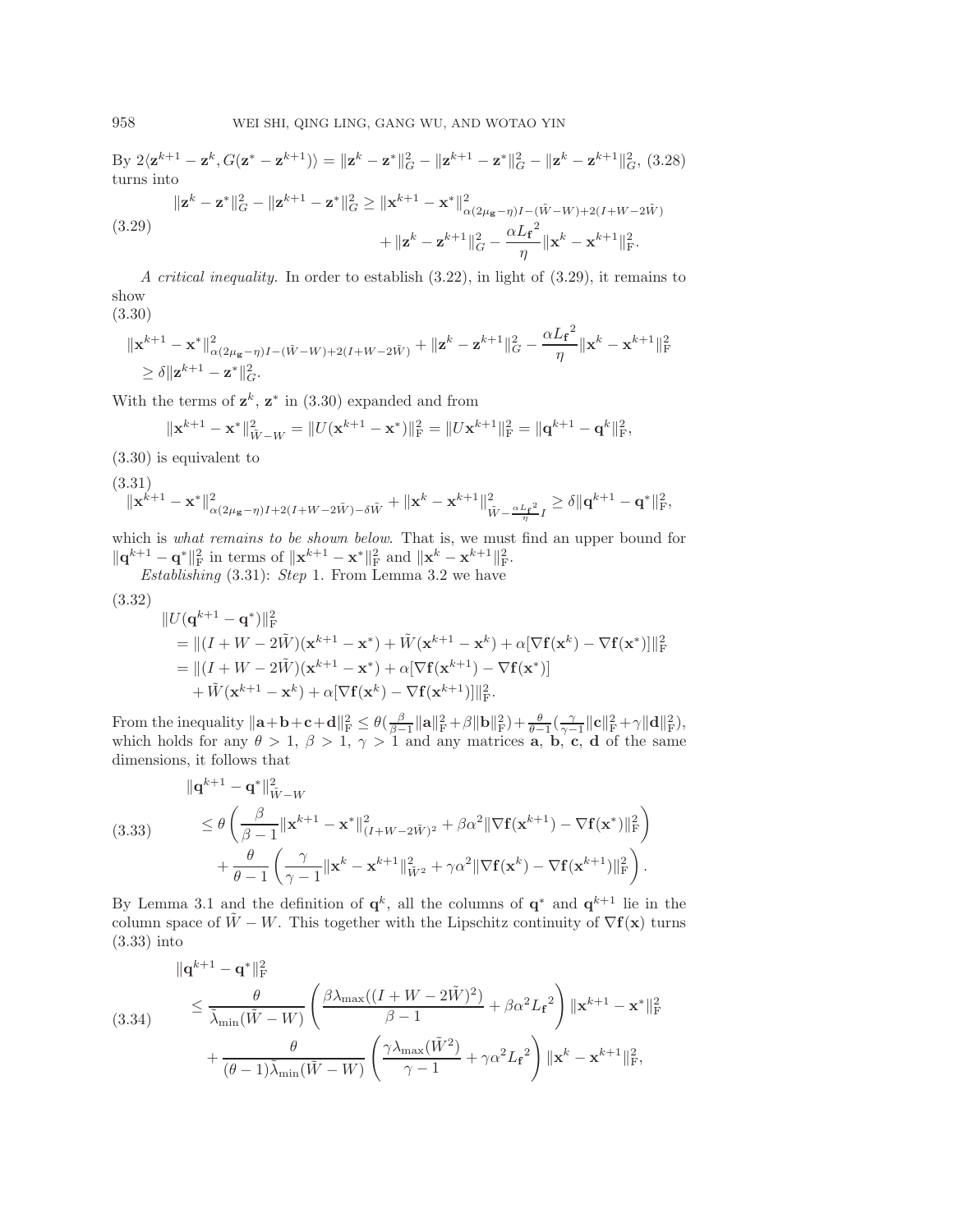By $2\langle \mathbf{z}^{k+1} - \mathbf{z}^k, G(\mathbf{z}^* - \mathbf{z}^{k+1})\rangle = \|\mathbf{z}^k - \mathbf{z}^*\|_G^2 - \|\mathbf{z}^{k+1} - \mathbf{z}^*\|_G^2 - \|\mathbf{z}^k - \mathbf{z}^{k+1}\|_G^2$, (3.28) turns into

$$
\begin{aligned}
\|\mathbf{z}^k - \mathbf{z}^*\|_G^2 - \|\mathbf{z}^{k+1} - \mathbf{z}^*\|_G^2 \geq \|\mathbf{x}^{k+1} - \mathbf{x}^*\|^2_{\alpha(2\mu_{\mathbf{g}}-\eta)I - (\tilde{W}-W) + 2(I+W-2\tilde{W})} \\
+ \|\mathbf{z}^k - \mathbf{z}^{k+1}\|_G^2 - \frac{\alpha {L_{\mathbf{f}}}^2}{\eta}\|\mathbf{x}^k - \mathbf{x}^{k+1}\|_{\mathrm{F}}^2.
\end{aligned} \tag{3.29}
$$

*A critical inequality.* In order to establish (3.22), in light of (3.29), it remains to show

$$
\begin{aligned}
&\|\mathbf{x}^{k+1} - \mathbf{x}^*\|^2_{\alpha(2\mu_{\mathbf{g}}-\eta)I - (\tilde{W}-W) + 2(I+W-2\tilde{W})} + \|\mathbf{z}^k - \mathbf{z}^{k+1}\|_G^2 - \frac{\alpha {L_{\mathbf{f}}}^2}{\eta}\|\mathbf{x}^k - \mathbf{x}^{k+1}\|_{\mathrm{F}}^2 \\
&\geq \delta \|\mathbf{z}^{k+1} - \mathbf{z}^*\|_G^2.
\end{aligned} \tag{3.30}
$$

With the terms of $\mathbf{z}^k$, $\mathbf{z}^*$ in (3.30) expanded and from

$$
\|\mathbf{x}^{k+1} - \mathbf{x}^*\|^2_{\tilde{W}-W} = \|U(\mathbf{x}^{k+1} - \mathbf{x}^*)\|_{\mathrm{F}}^2 = \|U\mathbf{x}^{k+1}\|_{\mathrm{F}}^2 = \|\mathbf{q}^{k+1} - \mathbf{q}^k\|_{\mathrm{F}}^2,
$$

(3.30) is equivalent to

$$
\|\mathbf{x}^{k+1} - \mathbf{x}^*\|^2_{\alpha(2\mu_{\mathbf{g}}-\eta)I + 2(I+W-2\tilde{W}) - \delta\tilde{W}} + \|\mathbf{x}^k - \mathbf{x}^{k+1}\|^2_{\tilde{W} - \frac{\alpha {L_{\mathbf{f}}}^2}{\eta}I} \geq \delta \|\mathbf{q}^{k+1} - \mathbf{q}^*\|_{\mathrm{F}}^2, \tag{3.31}
$$

which is *what remains to be shown below*. That is, we must find an upper bound for $\|\mathbf{q}^{k+1} - \mathbf{q}^*\|_{\mathrm{F}}^2$ in terms of $\|\mathbf{x}^{k+1} - \mathbf{x}^*\|_{\mathrm{F}}^2$ and $\|\mathbf{x}^k - \mathbf{x}^{k+1}\|_{\mathrm{F}}^2$.

*Establishing* (3.31): *Step* 1. From Lemma 3.2 we have

$$
\begin{aligned}
&\|U(\mathbf{q}^{k+1} - \mathbf{q}^*)\|_{\mathrm{F}}^2 \\
&= \|(I + W - 2\tilde{W})(\mathbf{x}^{k+1} - \mathbf{x}^*) + \tilde{W}(\mathbf{x}^{k+1} - \mathbf{x}^k) + \alpha[\nabla\mathbf{f}(\mathbf{x}^k) - \nabla\mathbf{f}(\mathbf{x}^*)]\|_{\mathrm{F}}^2 \\
&= \|(I + W - 2\tilde{W})(\mathbf{x}^{k+1} - \mathbf{x}^*) + \alpha[\nabla\mathbf{f}(\mathbf{x}^{k+1}) - \nabla\mathbf{f}(\mathbf{x}^*)] \\
&\quad + \tilde{W}(\mathbf{x}^{k+1} - \mathbf{x}^k) + \alpha[\nabla\mathbf{f}(\mathbf{x}^k) - \nabla\mathbf{f}(\mathbf{x}^{k+1})]\|_{\mathrm{F}}^2.
\end{aligned} \tag{3.32}
$$

From the inequality $\|\mathbf{a}+\mathbf{b}+\mathbf{c}+\mathbf{d}\|_{\mathrm{F}}^2 \leq \theta(\frac{\beta}{\beta-1}\|\mathbf{a}\|_{\mathrm{F}}^2 + \beta\|\mathbf{b}\|_{\mathrm{F}}^2) + \frac{\theta}{\theta-1}(\frac{\gamma}{\gamma-1}\|\mathbf{c}\|_{\mathrm{F}}^2 + \gamma\|\mathbf{d}\|_{\mathrm{F}}^2)$, which holds for any $\theta > 1$, $\beta > 1$, $\gamma > 1$ and any matrices $\mathbf{a}$, $\mathbf{b}$, $\mathbf{c}$, $\mathbf{d}$ of the same dimensions, it follows that

$$
\begin{aligned}
&\|\mathbf{q}^{k+1} - \mathbf{q}^*\|^2_{\tilde{W}-W} \\
&\leq \theta\left(\frac{\beta}{\beta-1}\|\mathbf{x}^{k+1} - \mathbf{x}^*\|^2_{(I+W-2\tilde{W})^2} + \beta\alpha^2\|\nabla\mathbf{f}(\mathbf{x}^{k+1}) - \nabla\mathbf{f}(\mathbf{x}^*)\|_{\mathrm{F}}^2\right) \\
&\quad + \frac{\theta}{\theta-1}\left(\frac{\gamma}{\gamma-1}\|\mathbf{x}^k - \mathbf{x}^{k+1}\|^2_{\tilde{W}^2} + \gamma\alpha^2\|\nabla\mathbf{f}(\mathbf{x}^k) - \nabla\mathbf{f}(\mathbf{x}^{k+1})\|_{\mathrm{F}}^2\right).
\end{aligned} \tag{3.33}
$$

By Lemma 3.1 and the definition of $\mathbf{q}^k$, all the columns of $\mathbf{q}^*$ and $\mathbf{q}^{k+1}$ lie in the column space of $\tilde{W} - W$. This together with the Lipschitz continuity of $\nabla\mathbf{f}(\mathbf{x})$ turns (3.33) into

$$
\begin{aligned}
&\|\mathbf{q}^{k+1} - \mathbf{q}^*\|_{\mathrm{F}}^2 \\
&\leq \frac{\theta}{\tilde{\lambda}_{\min}(\tilde{W} - W)}\left(\frac{\beta\lambda_{\max}((I + W - 2\tilde{W})^2)}{\beta - 1} + \beta\alpha^2{L_{\mathbf{f}}}^2\right)\|\mathbf{x}^{k+1} - \mathbf{x}^*\|_{\mathrm{F}}^2 \\
&\quad + \frac{\theta}{(\theta-1)\tilde{\lambda}_{\min}(\tilde{W} - W)}\left(\frac{\gamma\lambda_{\max}(\tilde{W}^2)}{\gamma - 1} + \gamma\alpha^2{L_{\mathbf{f}}}^2\right)\|\mathbf{x}^k - \mathbf{x}^{k+1}\|_{\mathrm{F}}^2,
\end{aligned} \tag{3.34}
$$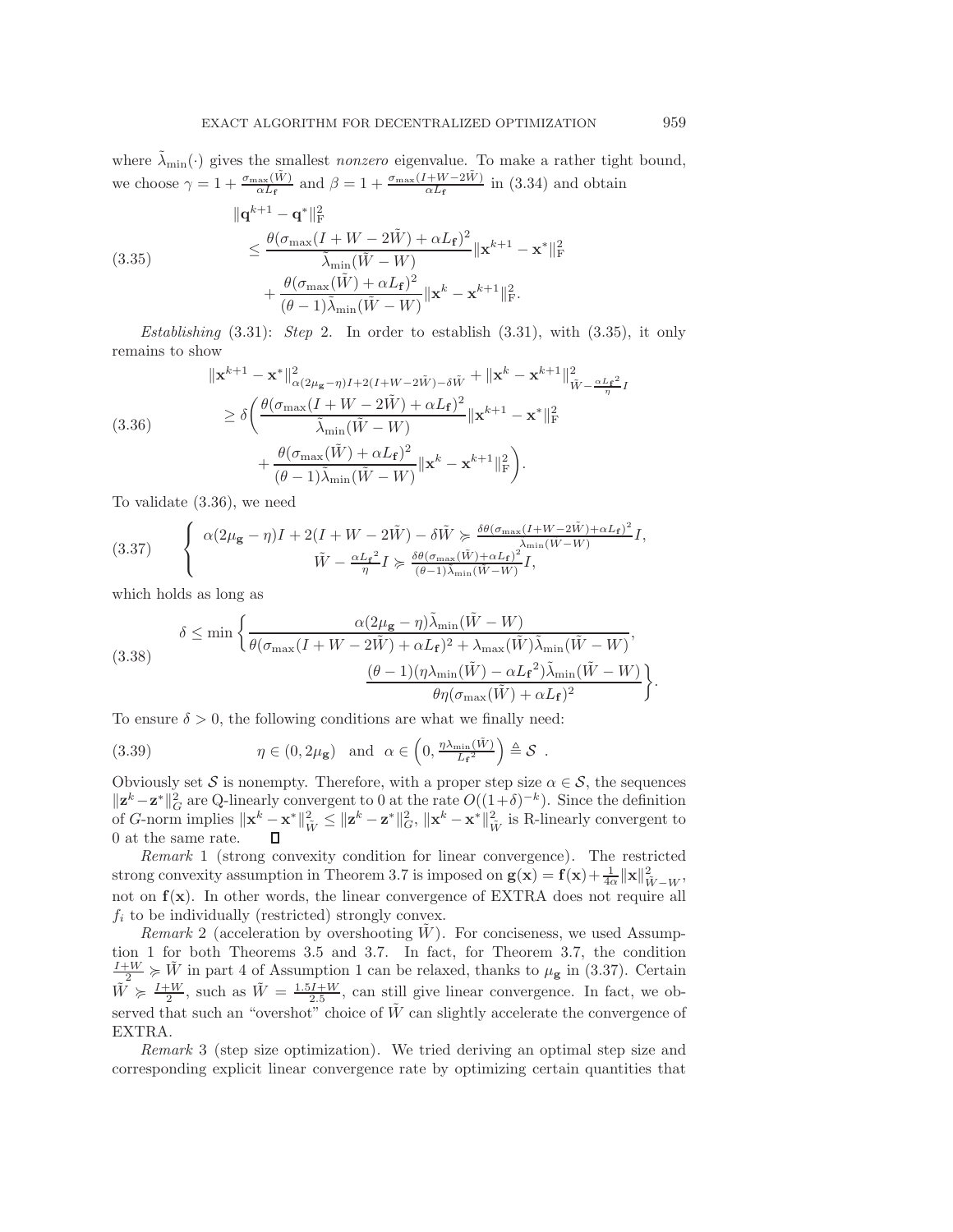where $\tilde{\lambda}_{\min}(\cdot)$ gives the smallest *nonzero* eigenvalue. To make a rather tight bound, we choose $\gamma = 1 + \frac{\sigma_{\max}(\tilde{W})}{\alpha L_{\mathbf{f}}}$ and $\beta = 1 + \frac{\sigma_{\max}(I+W-2\tilde{W})}{\alpha L_{\mathbf{f}}}$ in (3.34) and obtain

$$
\begin{aligned}
&\|\mathbf{q}^{k+1} - \mathbf{q}^*\|_{\mathrm{F}}^2 \\
&\quad \le \frac{\theta(\sigma_{\max}(I+W-2\tilde{W}) + \alpha L_{\mathbf{f}})^2}{\tilde{\lambda}_{\min}(\tilde{W}-W)} \|\mathbf{x}^{k+1} - \mathbf{x}^*\|_{\mathrm{F}}^2 \\
&\qquad + \frac{\theta(\sigma_{\max}(\tilde{W}) + \alpha L_{\mathbf{f}})^2}{(\theta-1)\tilde{\lambda}_{\min}(\tilde{W}-W)} \|\mathbf{x}^k - \mathbf{x}^{k+1}\|_{\mathrm{F}}^2.
\end{aligned} \tag{3.35}
$$

*Establishing* (3.31): *Step* 2. In order to establish (3.31), with (3.35), it only remains to show

$$
\begin{aligned}
&\|\mathbf{x}^{k+1} - \mathbf{x}^*\|^2_{\alpha(2\mu_{\mathbf{g}}-\eta)I + 2(I+W-2\tilde{W}) - \delta\tilde{W}} + \|\mathbf{x}^k - \mathbf{x}^{k+1}\|^2_{\tilde{W} - \frac{\alpha L_{\mathbf{f}}{}^2}{\eta} I} \\
&\quad \ge \delta \Bigg( \frac{\theta(\sigma_{\max}(I+W-2\tilde{W}) + \alpha L_{\mathbf{f}})^2}{\tilde{\lambda}_{\min}(\tilde{W}-W)} \|\mathbf{x}^{k+1} - \mathbf{x}^*\|_{\mathrm{F}}^2 \\
&\qquad + \frac{\theta(\sigma_{\max}(\tilde{W}) + \alpha L_{\mathbf{f}})^2}{(\theta-1)\tilde{\lambda}_{\min}(\tilde{W}-W)} \|\mathbf{x}^k - \mathbf{x}^{k+1}\|_{\mathrm{F}}^2 \Bigg).
\end{aligned} \tag{3.36}
$$

To validate (3.36), we need

$$
\begin{cases}
\alpha(2\mu_{\mathbf{g}} - \eta)I + 2(I+W-2\tilde{W}) - \delta\tilde{W} \succcurlyeq \frac{\delta\theta(\sigma_{\max}(I+W-2\tilde{W}) + \alpha L_{\mathbf{f}})^2}{\tilde{\lambda}_{\min}(\tilde{W}-W)} I, \\
\tilde{W} - \frac{\alpha L_{\mathbf{f}}{}^2}{\eta} I \succcurlyeq \frac{\delta\theta(\sigma_{\max}(\tilde{W}) + \alpha L_{\mathbf{f}})^2}{(\theta-1)\tilde{\lambda}_{\min}(\tilde{W}-W)} I,
\end{cases} \tag{3.37}
$$

which holds as long as

$$
\begin{aligned}
\delta \le \min \Bigg\{ &\frac{\alpha(2\mu_{\mathbf{g}} - \eta)\tilde{\lambda}_{\min}(\tilde{W}-W)}{\theta(\sigma_{\max}(I+W-2\tilde{W}) + \alpha L_{\mathbf{f}})^2 + \lambda_{\max}(\tilde{W})\tilde{\lambda}_{\min}(\tilde{W}-W)}, \\
&\frac{(\theta-1)(\eta\lambda_{\min}(\tilde{W}) - \alpha L_{\mathbf{f}}{}^2)\tilde{\lambda}_{\min}(\tilde{W}-W)}{\theta\eta(\sigma_{\max}(\tilde{W}) + \alpha L_{\mathbf{f}})^2} \Bigg\}.
\end{aligned} \tag{3.38}
$$

To ensure $\delta > 0$, the following conditions are what we finally need:

$$
\eta \in (0, 2\mu_{\mathbf{g}}) \quad \text{and} \quad \alpha \in \left(0, \tfrac{\eta\lambda_{\min}(\tilde{W})}{L_{\mathbf{f}}{}^2}\right) \triangleq \mathcal{S} . \tag{3.39}
$$

Obviously set $\mathcal{S}$ is nonempty. Therefore, with a proper step size $\alpha \in \mathcal{S}$, the sequences $\|\mathbf{z}^k - \mathbf{z}^*\|_G^2$ are Q-linearly convergent to 0 at the rate $O((1+\delta)^{-k})$. Since the definition of $G$-norm implies $\|\mathbf{x}^k - \mathbf{x}^*\|_{\tilde{W}}^2 \le \|\mathbf{z}^k - \mathbf{z}^*\|_G^2$, $\|\mathbf{x}^k - \mathbf{x}^*\|_{\tilde{W}}^2$ is R-linearly convergent to 0 at the same rate. ∎

*Remark* 1 (strong convexity condition for linear convergence). The restricted strong convexity assumption in Theorem 3.7 is imposed on $\mathbf{g}(\mathbf{x}) = \mathbf{f}(\mathbf{x}) + \frac{1}{4\alpha}\|\mathbf{x}\|^2_{\tilde{W}-W}$, not on $\mathbf{f}(\mathbf{x})$. In other words, the linear convergence of EXTRA does not require all $f_i$ to be individually (restricted) strongly convex.

*Remark* 2 (acceleration by overshooting $\tilde{W}$). For conciseness, we used Assumption 1 for both Theorems 3.5 and 3.7. In fact, for Theorem 3.7, the condition $\frac{I+W}{2} \succcurlyeq \tilde{W}$ in part 4 of Assumption 1 can be relaxed, thanks to $\mu_{\mathbf{g}}$ in (3.37). Certain $\tilde{W} \succcurlyeq \frac{I+W}{2}$, such as $\tilde{W} = \frac{1.5I+W}{2.5}$, can still give linear convergence. In fact, we observed that such an "overshot" choice of $\tilde{W}$ can slightly accelerate the convergence of EXTRA.

*Remark* 3 (step size optimization). We tried deriving an optimal step size and corresponding explicit linear convergence rate by optimizing certain quantities that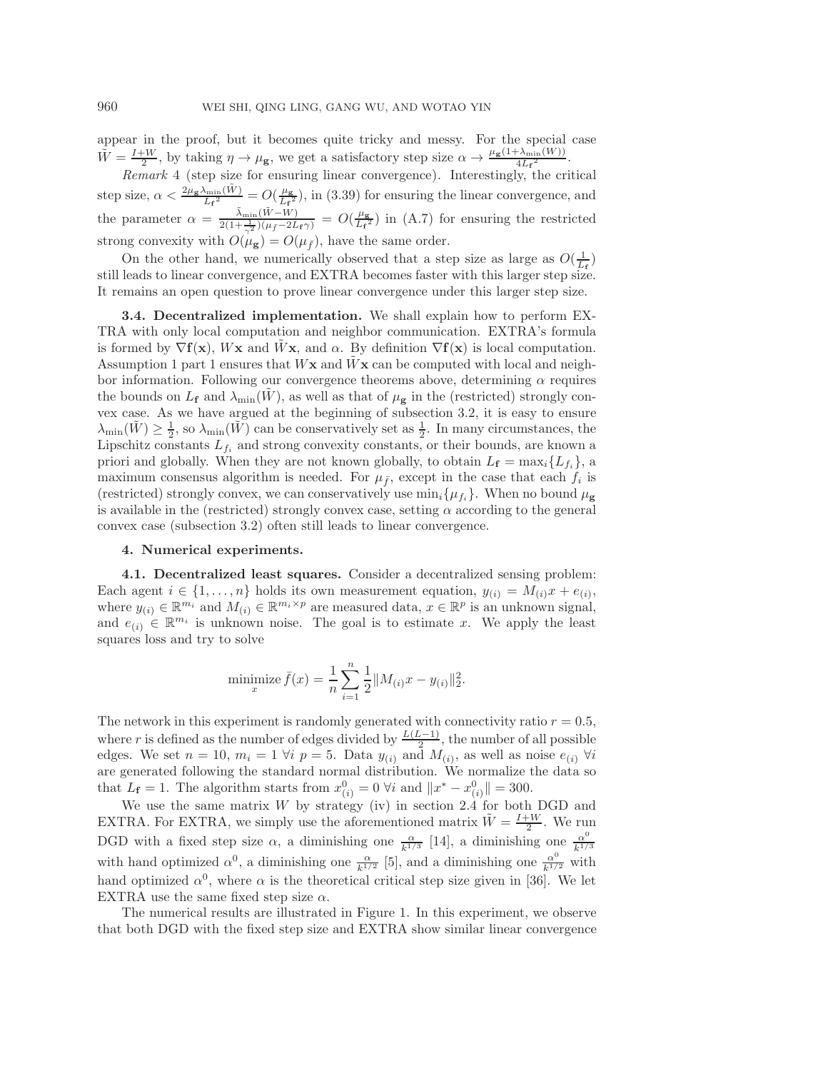appear in the proof, but it becomes quite tricky and messy. For the special case $\tilde{W} = \frac{I+W}{2}$, by taking $\eta \to \mu_{\mathbf{g}}$, we get a satisfactory step size $\alpha \to \frac{\mu_{\mathbf{g}}(1+\lambda_{\min}(W))}{4L_{\mathbf{f}}^2}$.

*Remark* 4 (step size for ensuring linear convergence). Interestingly, the critical step size, $\alpha < \frac{2\mu_{\mathbf{g}}\lambda_{\min}(\tilde{W})}{L_{\mathbf{f}}^2} = O(\frac{\mu_{\mathbf{g}}}{L_{\mathbf{f}}^2})$, in (3.39) for ensuring the linear convergence, and the parameter $\alpha = \frac{\tilde{\lambda}_{\min}(\tilde{W}-W)}{2(1+\frac{1}{\gamma^2})(\mu_{\bar{f}}-2L_{\mathbf{f}}\gamma)} = O(\frac{\mu_{\mathbf{g}}}{L_{\mathbf{f}}^2})$ in (A.7) for ensuring the restricted strong convexity with $O(\mu_{\mathbf{g}}) = O(\mu_{\bar{f}})$, have the same order.

On the other hand, we numerically observed that a step size as large as $O(\frac{1}{L_{\mathbf{f}}})$ still leads to linear convergence, and EXTRA becomes faster with this larger step size. It remains an open question to prove linear convergence under this larger step size.

**3.4. Decentralized implementation.** We shall explain how to perform EXTRA with only local computation and neighbor communication. EXTRA's formula is formed by $\nabla \mathbf{f}(\mathbf{x})$, $W\mathbf{x}$ and $\tilde{W}\mathbf{x}$, and $\alpha$. By definition $\nabla \mathbf{f}(\mathbf{x})$ is local computation. Assumption 1 part 1 ensures that $W\mathbf{x}$ and $\tilde{W}\mathbf{x}$ can be computed with local and neighbor information. Following our convergence theorems above, determining $\alpha$ requires the bounds on $L_{\mathbf{f}}$ and $\lambda_{\min}(\tilde{W})$, as well as that of $\mu_{\mathbf{g}}$ in the (restricted) strongly convex case. As we have argued at the beginning of subsection 3.2, it is easy to ensure $\lambda_{\min}(\tilde{W}) \geq \frac{1}{2}$, so $\lambda_{\min}(\tilde{W})$ can be conservatively set as $\frac{1}{2}$. In many circumstances, the Lipschitz constants $L_{f_i}$ and strong convexity constants, or their bounds, are known a priori and globally. When they are not known globally, to obtain $L_{\mathbf{f}} = \max_i\{L_{f_i}\}$, a maximum consensus algorithm is needed. For $\mu_{\bar{f}}$, except in the case that each $f_i$ is (restricted) strongly convex, we can conservatively use $\min_i\{\mu_{f_i}\}$. When no bound $\mu_{\mathbf{g}}$ is available in the (restricted) strongly convex case, setting $\alpha$ according to the general convex case (subsection 3.2) often still leads to linear convergence.

## 4. Numerical experiments.

**4.1. Decentralized least squares.** Consider a decentralized sensing problem: Each agent $i \in \{1, \ldots, n\}$ holds its own measurement equation, $y_{(i)} = M_{(i)}x + e_{(i)}$, where $y_{(i)} \in \mathbb{R}^{m_i}$ and $M_{(i)} \in \mathbb{R}^{m_i \times p}$ are measured data, $x \in \mathbb{R}^p$ is an unknown signal, and $e_{(i)} \in \mathbb{R}^{m_i}$ is unknown noise. The goal is to estimate $x$. We apply the least squares loss and try to solve

$$\underset{x}{\text{minimize}}\ \bar{f}(x) = \frac{1}{n}\sum_{i=1}^{n}\frac{1}{2}\|M_{(i)}x - y_{(i)}\|_2^2.$$

The network in this experiment is randomly generated with connectivity ratio $r = 0.5$, where $r$ is defined as the number of edges divided by $\frac{L(L-1)}{2}$, the number of all possible edges. We set $n = 10$, $m_i = 1\ \forall i\ p = 5$. Data $y_{(i)}$ and $M_{(i)}$, as well as noise $e_{(i)}\ \forall i$ are generated following the standard normal distribution. We normalize the data so that $L_{\mathbf{f}} = 1$. The algorithm starts from $x^0_{(i)} = 0\ \forall i$ and $\|x^* - x^0_{(i)}\| = 300$.

We use the same matrix $W$ by strategy (iv) in section 2.4 for both DGD and EXTRA. For EXTRA, we simply use the aforementioned matrix $\tilde{W} = \frac{I+W}{2}$. We run DGD with a fixed step size $\alpha$, a diminishing one $\frac{\alpha}{k^{1/3}}$ [14], a diminishing one $\frac{\alpha^0}{k^{1/3}}$ with hand optimized $\alpha^0$, a diminishing one $\frac{\alpha}{k^{1/2}}$ [5], and a diminishing one $\frac{\alpha^0}{k^{1/2}}$ with hand optimized $\alpha^0$, where $\alpha$ is the theoretical critical step size given in [36]. We let EXTRA use the same fixed step size $\alpha$.

The numerical results are illustrated in Figure 1. In this experiment, we observe that both DGD with the fixed step size and EXTRA show similar linear convergence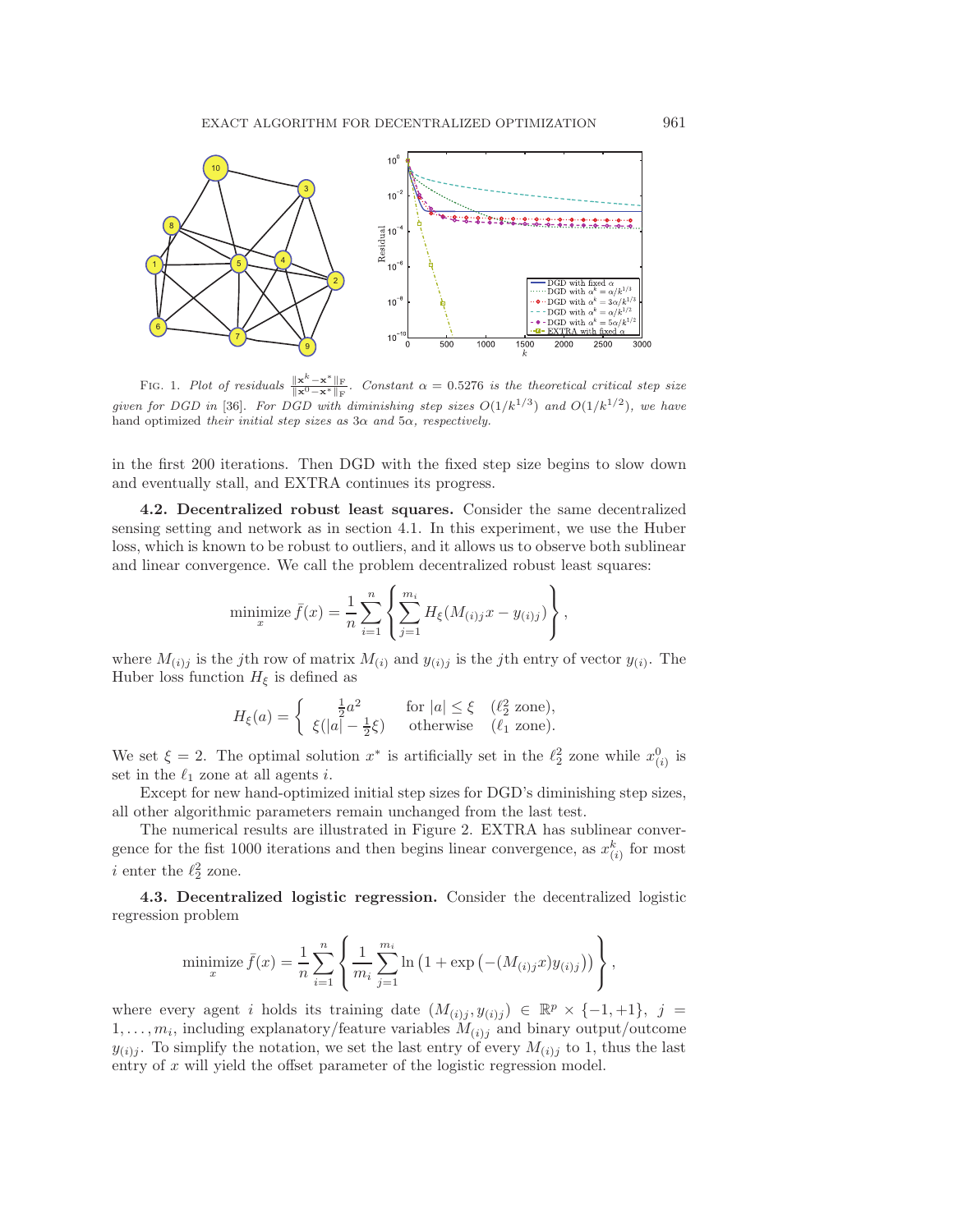Fig. 1. *Plot of residuals* $\frac{\|\mathbf{x}^k - \mathbf{x}^*\|_F}{\|\mathbf{x}^0 - \mathbf{x}^*\|_F}$. *Constant* $\alpha = 0.5276$ *is the theoretical critical step size given for DGD in* [36]. *For DGD with diminishing step sizes* $O(1/k^{1/3})$ *and* $O(1/k^{1/2})$, *we have* hand optimized *their initial step sizes as* $3\alpha$ *and* $5\alpha$, *respectively.*

in the first 200 iterations. Then DGD with the fixed step size begins to slow down and eventually stall, and EXTRA continues its progress.

**4.2. Decentralized robust least squares.** Consider the same decentralized sensing setting and network as in section 4.1. In this experiment, we use the Huber loss, which is known to be robust to outliers, and it allows us to observe both sublinear and linear convergence. We call the problem decentralized robust least squares:

$$\underset{x}{\text{minimize}}\, \bar{f}(x) = \frac{1}{n}\sum_{i=1}^{n}\left\{\sum_{j=1}^{m_i} H_\xi(M_{(i)j}x - y_{(i)j})\right\},$$

where $M_{(i)j}$ is the $j$th row of matrix $M_{(i)}$ and $y_{(i)j}$ is the $j$th entry of vector $y_{(i)}$. The Huber loss function $H_\xi$ is defined as

$$H_\xi(a) = \begin{cases} \frac{1}{2}a^2 & \text{for } |a| \le \xi \quad (\ell_2^2 \text{ zone}), \\ \xi(|a| - \frac{1}{2}\xi) & \text{otherwise} \quad (\ell_1 \text{ zone}). \end{cases}$$

We set $\xi = 2$. The optimal solution $x^*$ is artificially set in the $\ell_2^2$ zone while $x_{(i)}^0$ is set in the $\ell_1$ zone at all agents $i$.

Except for new hand-optimized initial step sizes for DGD's diminishing step sizes, all other algorithmic parameters remain unchanged from the last test.

The numerical results are illustrated in Figure 2. EXTRA has sublinear convergence for the fist 1000 iterations and then begins linear convergence, as $x_{(i)}^k$ for most $i$ enter the $\ell_2^2$ zone.

**4.3. Decentralized logistic regression.** Consider the decentralized logistic regression problem

$$\underset{x}{\text{minimize}}\, \bar{f}(x) = \frac{1}{n}\sum_{i=1}^{n}\left\{\frac{1}{m_i}\sum_{j=1}^{m_i} \ln\left(1 + \exp\left(-(M_{(i)j}x)y_{(i)j}\right)\right)\right\},$$

where every agent $i$ holds its training date $(M_{(i)j}, y_{(i)j}) \in \mathbb{R}^p \times \{-1, +1\}$, $j = 1, \ldots, m_i$, including explanatory/feature variables $M_{(i)j}$ and binary output/outcome $y_{(i)j}$. To simplify the notation, we set the last entry of every $M_{(i)j}$ to 1, thus the last entry of $x$ will yield the offset parameter of the logistic regression model.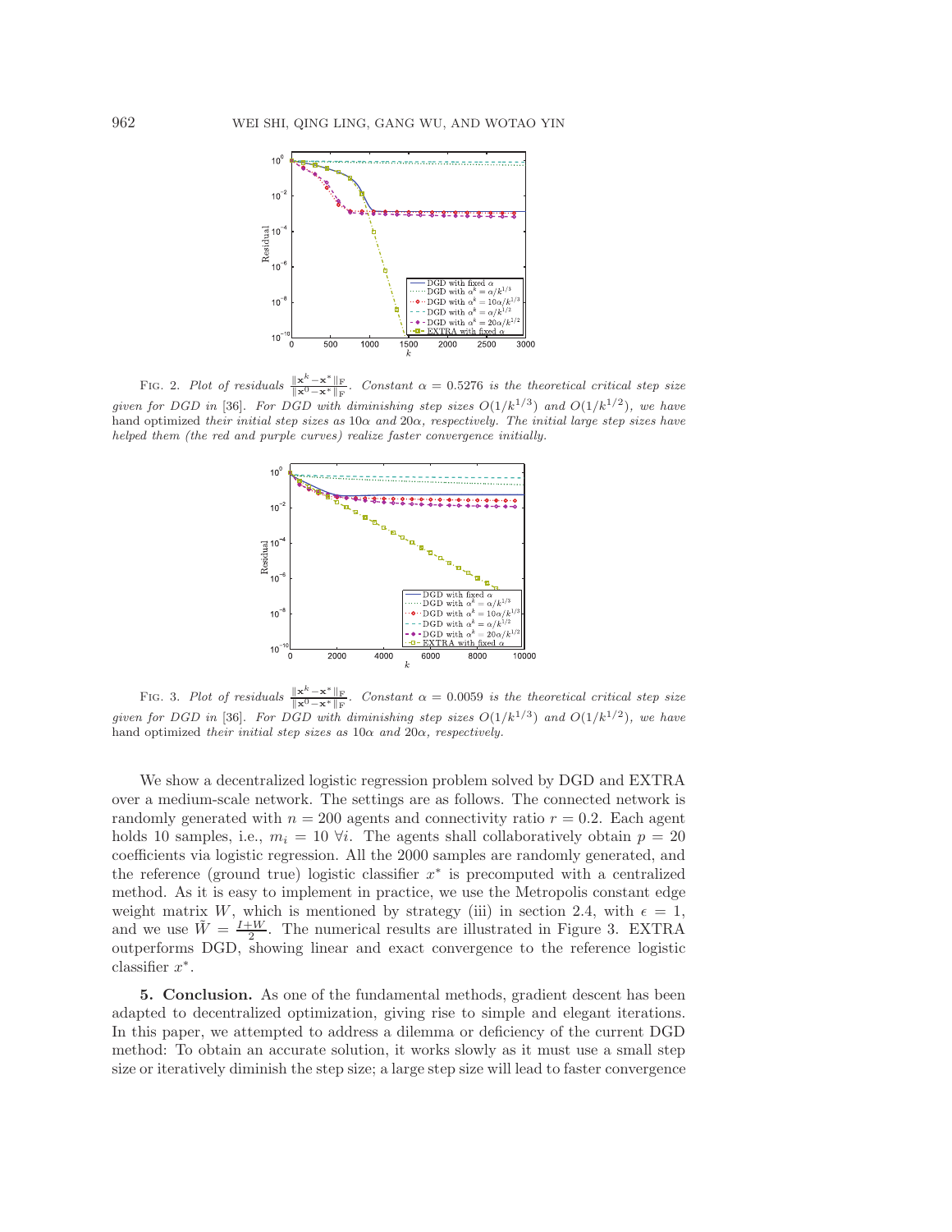FIG. 2. *Plot of residuals* $\frac{\|\mathbf{x}^k - \mathbf{x}^*\|_F}{\|\mathbf{x}^0 - \mathbf{x}^*\|_F}$. *Constant* $\alpha = 0.5276$ *is the theoretical critical step size given for DGD in* [36]. *For DGD with diminishing step sizes* $O(1/k^{1/3})$ *and* $O(1/k^{1/2})$*, we have* hand optimized *their initial step sizes as* $10\alpha$ *and* $20\alpha$*, respectively. The initial large step sizes have helped them (the red and purple curves) realize faster convergence initially.*

FIG. 3. *Plot of residuals* $\frac{\|\mathbf{x}^k - \mathbf{x}^*\|_F}{\|\mathbf{x}^0 - \mathbf{x}^*\|_F}$. *Constant* $\alpha = 0.0059$ *is the theoretical critical step size given for DGD in* [36]. *For DGD with diminishing step sizes* $O(1/k^{1/3})$ *and* $O(1/k^{1/2})$*, we have* hand optimized *their initial step sizes as* $10\alpha$ *and* $20\alpha$*, respectively.*

We show a decentralized logistic regression problem solved by DGD and EXTRA over a medium-scale network. The settings are as follows. The connected network is randomly generated with $n = 200$ agents and connectivity ratio $r = 0.2$. Each agent holds 10 samples, i.e., $m_i = 10\ \forall i$. The agents shall collaboratively obtain $p = 20$ coefficients via logistic regression. All the 2000 samples are randomly generated, and the reference (ground true) logistic classifier $x^*$ is precomputed with a centralized method. As it is easy to implement in practice, we use the Metropolis constant edge weight matrix $W$, which is mentioned by strategy (iii) in section 2.4, with $\epsilon = 1$, and we use $\tilde{W} = \frac{I+W}{2}$. The numerical results are illustrated in Figure 3. EXTRA outperforms DGD, showing linear and exact convergence to the reference logistic classifier $x^*$.

**5. Conclusion.** As one of the fundamental methods, gradient descent has been adapted to decentralized optimization, giving rise to simple and elegant iterations. In this paper, we attempted to address a dilemma or deficiency of the current DGD method: To obtain an accurate solution, it works slowly as it must use a small step size or iteratively diminish the step size; a large step size will lead to faster convergence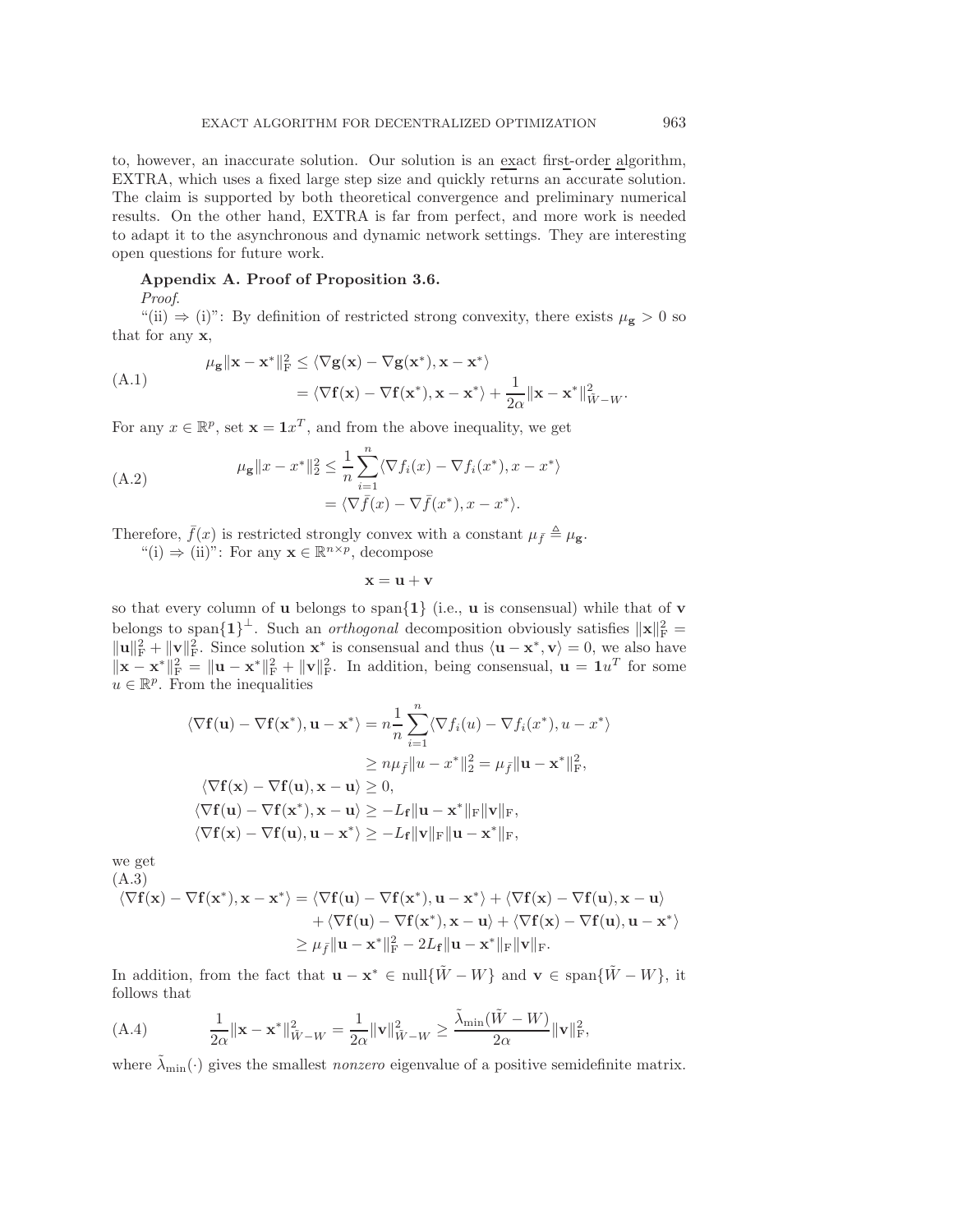to, however, an inaccurate solution. Our solution is an exact first-order algorithm, EXTRA, which uses a fixed large step size and quickly returns an accurate solution. The claim is supported by both theoretical convergence and preliminary numerical results. On the other hand, EXTRA is far from perfect, and more work is needed to adapt it to the asynchronous and dynamic network settings. They are interesting open questions for future work.

## Appendix A. Proof of Proposition 3.6.

*Proof.*

"(ii) ⇒ (i)": By definition of restricted strong convexity, there exists $\mu_{\mathbf{g}} > 0$ so that for any $\mathbf{x}$,

$$\begin{aligned} \mu_{\mathbf{g}}\|\mathbf{x}-\mathbf{x}^*\|_{\mathrm{F}}^2 &\leq \langle \nabla \mathbf{g}(\mathbf{x}) - \nabla \mathbf{g}(\mathbf{x}^*), \mathbf{x}-\mathbf{x}^* \rangle \\ &= \langle \nabla \mathbf{f}(\mathbf{x}) - \nabla \mathbf{f}(\mathbf{x}^*), \mathbf{x}-\mathbf{x}^* \rangle + \frac{1}{2\alpha}\|\mathbf{x}-\mathbf{x}^*\|_{\tilde{W}-W}^2. \end{aligned} \tag{A.1}$$

For any $x \in \mathbb{R}^p$, set $\mathbf{x} = \mathbf{1}x^T$, and from the above inequality, we get

$$\begin{aligned} \mu_{\mathbf{g}}\|x-x^*\|_2^2 &\leq \frac{1}{n}\sum_{i=1}^n \langle \nabla f_i(x) - \nabla f_i(x^*), x-x^* \rangle \\ &= \langle \nabla \bar{f}(x) - \nabla \bar{f}(x^*), x-x^* \rangle. \end{aligned} \tag{A.2}$$

Therefore, $\bar{f}(x)$ is restricted strongly convex with a constant $\mu_{\bar{f}} \triangleq \mu_{\mathbf{g}}$.

"(i) ⇒ (ii)": For any $\mathbf{x} \in \mathbb{R}^{n\times p}$, decompose

$$\mathbf{x} = \mathbf{u} + \mathbf{v}$$

so that every column of $\mathbf{u}$ belongs to $\mathrm{span}\{\mathbf{1}\}$ (i.e., $\mathbf{u}$ is consensual) while that of $\mathbf{v}$ belongs to $\mathrm{span}\{\mathbf{1}\}^\perp$. Such an *orthogonal* decomposition obviously satisfies $\|\mathbf{x}\|_{\mathrm{F}}^2 = \|\mathbf{u}\|_{\mathrm{F}}^2 + \|\mathbf{v}\|_{\mathrm{F}}^2$. Since solution $\mathbf{x}^*$ is consensual and thus $\langle \mathbf{u}-\mathbf{x}^*, \mathbf{v}\rangle = 0$, we also have $\|\mathbf{x}-\mathbf{x}^*\|_{\mathrm{F}}^2 = \|\mathbf{u}-\mathbf{x}^*\|_{\mathrm{F}}^2 + \|\mathbf{v}\|_{\mathrm{F}}^2$. In addition, being consensual, $\mathbf{u} = \mathbf{1}u^T$ for some $u \in \mathbb{R}^p$. From the inequalities

$$\begin{aligned} \langle \nabla \mathbf{f}(\mathbf{u}) - \nabla \mathbf{f}(\mathbf{x}^*), \mathbf{u}-\mathbf{x}^* \rangle &= n\frac{1}{n}\sum_{i=1}^n \langle \nabla f_i(u) - \nabla f_i(x^*), u-x^* \rangle \\ &\geq n\mu_{\bar{f}}\|u-x^*\|_2^2 = \mu_{\bar{f}}\|\mathbf{u}-\mathbf{x}^*\|_{\mathrm{F}}^2, \\ \langle \nabla \mathbf{f}(\mathbf{x}) - \nabla \mathbf{f}(\mathbf{u}), \mathbf{x}-\mathbf{u} \rangle &\geq 0, \\ \langle \nabla \mathbf{f}(\mathbf{u}) - \nabla \mathbf{f}(\mathbf{x}^*), \mathbf{x}-\mathbf{u} \rangle &\geq -L_{\mathbf{f}}\|\mathbf{u}-\mathbf{x}^*\|_{\mathrm{F}}\|\mathbf{v}\|_{\mathrm{F}}, \\ \langle \nabla \mathbf{f}(\mathbf{x}) - \nabla \mathbf{f}(\mathbf{u}), \mathbf{u}-\mathbf{x}^* \rangle &\geq -L_{\mathbf{f}}\|\mathbf{v}\|_{\mathrm{F}}\|\mathbf{u}-\mathbf{x}^*\|_{\mathrm{F}}, \end{aligned}$$

we get

$$\begin{aligned} \langle \nabla \mathbf{f}(\mathbf{x}) - \nabla \mathbf{f}(\mathbf{x}^*), \mathbf{x}-\mathbf{x}^* \rangle &= \langle \nabla \mathbf{f}(\mathbf{u}) - \nabla \mathbf{f}(\mathbf{x}^*), \mathbf{u}-\mathbf{x}^* \rangle + \langle \nabla \mathbf{f}(\mathbf{x}) - \nabla \mathbf{f}(\mathbf{u}), \mathbf{x}-\mathbf{u} \rangle \\ &\quad + \langle \nabla \mathbf{f}(\mathbf{u}) - \nabla \mathbf{f}(\mathbf{x}^*), \mathbf{x}-\mathbf{u} \rangle + \langle \nabla \mathbf{f}(\mathbf{x}) - \nabla \mathbf{f}(\mathbf{u}), \mathbf{u}-\mathbf{x}^* \rangle \\ &\geq \mu_{\bar{f}}\|\mathbf{u}-\mathbf{x}^*\|_{\mathrm{F}}^2 - 2L_{\mathbf{f}}\|\mathbf{u}-\mathbf{x}^*\|_{\mathrm{F}}\|\mathbf{v}\|_{\mathrm{F}}. \end{aligned} \tag{A.3}$$

In addition, from the fact that $\mathbf{u}-\mathbf{x}^* \in \mathrm{null}\{\tilde{W}-W\}$ and $\mathbf{v} \in \mathrm{span}\{\tilde{W}-W\}$, it follows that

$$\frac{1}{2\alpha}\|\mathbf{x}-\mathbf{x}^*\|_{\tilde{W}-W}^2 = \frac{1}{2\alpha}\|\mathbf{v}\|_{\tilde{W}-W}^2 \geq \frac{\tilde{\lambda}_{\min}(\tilde{W}-W)}{2\alpha}\|\mathbf{v}\|_{\mathrm{F}}^2, \tag{A.4}$$

where $\tilde{\lambda}_{\min}(\cdot)$ gives the smallest *nonzero* eigenvalue of a positive semidefinite matrix.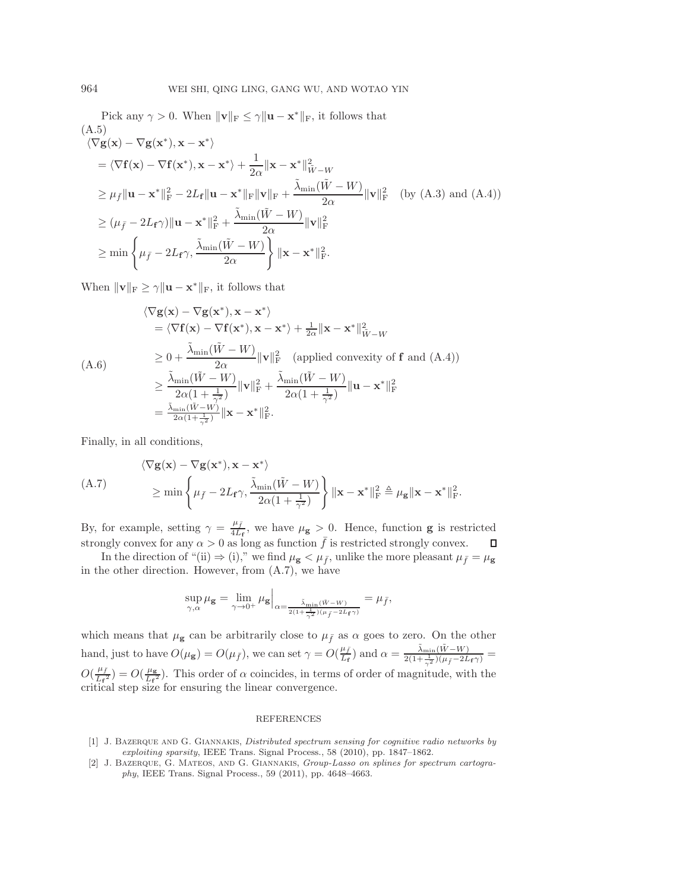Pick any $\gamma > 0$. When $\|\mathbf{v}\|_{\mathrm{F}} \leq \gamma \|\mathbf{u} - \mathbf{x}^*\|_{\mathrm{F}}$, it follows that

$$
\begin{aligned}
&\langle \nabla \mathbf{g}(\mathbf{x}) - \nabla \mathbf{g}(\mathbf{x}^*), \mathbf{x} - \mathbf{x}^* \rangle \\
&= \langle \nabla \mathbf{f}(\mathbf{x}) - \nabla \mathbf{f}(\mathbf{x}^*), \mathbf{x} - \mathbf{x}^* \rangle + \frac{1}{2\alpha} \|\mathbf{x} - \mathbf{x}^*\|^2_{\tilde{W}-W} \\
&\geq \mu_{\bar{f}} \|\mathbf{u} - \mathbf{x}^*\|^2_{\mathrm{F}} - 2L_{\mathbf{f}} \|\mathbf{u} - \mathbf{x}^*\|_{\mathrm{F}} \|\mathbf{v}\|_{\mathrm{F}} + \frac{\tilde{\lambda}_{\min}(\tilde{W} - W)}{2\alpha} \|\mathbf{v}\|^2_{\mathrm{F}} \quad \text{(by (A.3) and (A.4))} \\
&\geq (\mu_{\bar{f}} - 2L_{\mathbf{f}}\gamma) \|\mathbf{u} - \mathbf{x}^*\|^2_{\mathrm{F}} + \frac{\tilde{\lambda}_{\min}(\tilde{W} - W)}{2\alpha} \|\mathbf{v}\|^2_{\mathrm{F}} \\
&\geq \min \left\{ \mu_{\bar{f}} - 2L_{\mathbf{f}}\gamma, \frac{\tilde{\lambda}_{\min}(\tilde{W} - W)}{2\alpha} \right\} \|\mathbf{x} - \mathbf{x}^*\|^2_{\mathrm{F}}.
\end{aligned} \tag{A.5}
$$

When $\|\mathbf{v}\|_{\mathrm{F}} \geq \gamma \|\mathbf{u} - \mathbf{x}^*\|_{\mathrm{F}}$, it follows that

$$
\begin{aligned}
&\langle \nabla \mathbf{g}(\mathbf{x}) - \nabla \mathbf{g}(\mathbf{x}^*), \mathbf{x} - \mathbf{x}^* \rangle \\
&= \langle \nabla \mathbf{f}(\mathbf{x}) - \nabla \mathbf{f}(\mathbf{x}^*), \mathbf{x} - \mathbf{x}^* \rangle + \tfrac{1}{2\alpha} \|\mathbf{x} - \mathbf{x}^*\|^2_{\tilde{W}-W} \\
&\geq 0 + \frac{\tilde{\lambda}_{\min}(\tilde{W} - W)}{2\alpha} \|\mathbf{v}\|^2_{\mathrm{F}} \quad \text{(applied convexity of } \mathbf{f} \text{ and (A.4))} \\
&\geq \frac{\tilde{\lambda}_{\min}(\tilde{W} - W)}{2\alpha(1 + \frac{1}{\gamma^2})} \|\mathbf{v}\|^2_{\mathrm{F}} + \frac{\tilde{\lambda}_{\min}(\tilde{W} - W)}{2\alpha(1 + \frac{1}{\gamma^2})} \|\mathbf{u} - \mathbf{x}^*\|^2_{\mathrm{F}} \\
&= \tfrac{\tilde{\lambda}_{\min}(\tilde{W} - W)}{2\alpha(1 + \frac{1}{\gamma^2})} \|\mathbf{x} - \mathbf{x}^*\|^2_{\mathrm{F}}.
\end{aligned} \tag{A.6}
$$

Finally, in all conditions,

$$
\begin{aligned}
&\langle \nabla \mathbf{g}(\mathbf{x}) - \nabla \mathbf{g}(\mathbf{x}^*), \mathbf{x} - \mathbf{x}^* \rangle \\
&\geq \min \left\{ \mu_{\bar{f}} - 2L_{\mathbf{f}}\gamma, \frac{\tilde{\lambda}_{\min}(\tilde{W} - W)}{2\alpha(1 + \frac{1}{\gamma^2})} \right\} \|\mathbf{x} - \mathbf{x}^*\|^2_{\mathrm{F}} \triangleq \mu_{\mathbf{g}} \|\mathbf{x} - \mathbf{x}^*\|^2_{\mathrm{F}}.
\end{aligned} \tag{A.7}
$$

By, for example, setting $\gamma = \frac{\mu_{\bar{f}}}{4L_{\mathbf{f}}}$, we have $\mu_{\mathbf{g}} > 0$. Hence, function $\mathbf{g}$ is restricted strongly convex for any $\alpha > 0$ as long as function $\bar{f}$ is restricted strongly convex. $\square$

In the direction of "(ii) $\Rightarrow$ (i)," we find $\mu_{\mathbf{g}} < \mu_{\bar{f}}$, unlike the more pleasant $\mu_{\bar{f}} = \mu_{\mathbf{g}}$ in the other direction. However, from (A.7), we have

$$
\sup_{\gamma, \alpha} \mu_{\mathbf{g}} = \lim_{\gamma \to 0^+} \mu_{\mathbf{g}} \Big|_{\alpha = \frac{\tilde{\lambda}_{\min}(\tilde{W} - W)}{2(1 + \frac{1}{\gamma^2})(\mu_{\bar{f}} - 2L_{\mathbf{f}}\gamma)}} = \mu_{\bar{f}},
$$

which means that $\mu_{\mathbf{g}}$ can be arbitrarily close to $\mu_{\bar{f}}$ as $\alpha$ goes to zero. On the other hand, just to have $O(\mu_{\mathbf{g}}) = O(\mu_{\bar{f}})$, we can set $\gamma = O(\frac{\mu_{\bar{f}}}{L_{\mathbf{f}}})$ and $\alpha = \frac{\tilde{\lambda}_{\min}(\tilde{W} - W)}{2(1 + \frac{1}{\gamma^2})(\mu_{\bar{f}} - 2L_{\mathbf{f}}\gamma)} = O(\frac{\mu_{\bar{f}}}{L_{\mathbf{f}}^2}) = O(\frac{\mu_{\mathbf{g}}}{L_{\mathbf{f}}^2})$. This order of $\alpha$ coincides, in terms of order of magnitude, with the critical step size for ensuring the linear convergence.

## REFERENCES

[1] J. Bazerque and G. Giannakis, *Distributed spectrum sensing for cognitive radio networks by exploiting sparsity*, IEEE Trans. Signal Process., 58 (2010), pp. 1847–1862.

[2] J. Bazerque, G. Mateos, and G. Giannakis, *Group-Lasso on splines for spectrum cartography*, IEEE Trans. Signal Process., 59 (2011), pp. 4648–4663.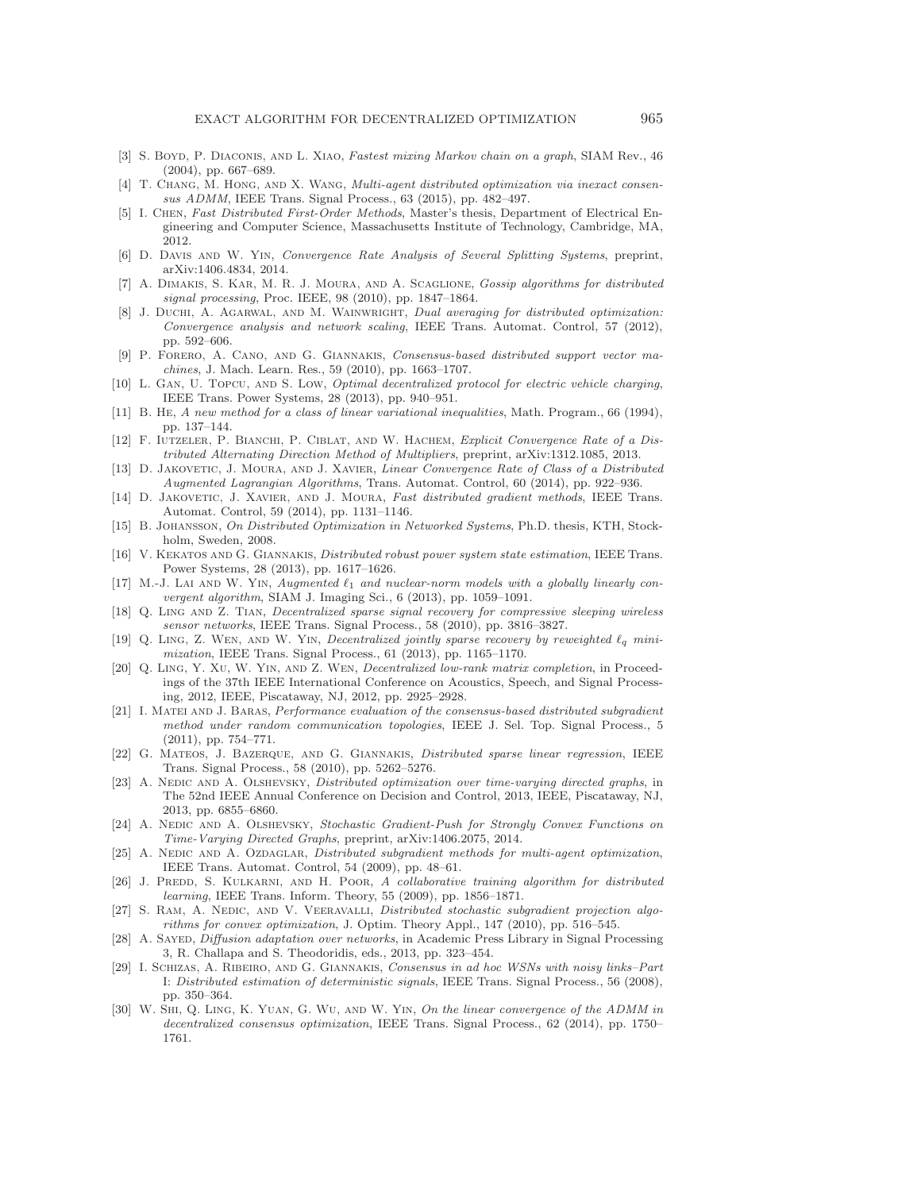[3] S. Boyd, P. Diaconis, and L. Xiao, *Fastest mixing Markov chain on a graph*, SIAM Rev., 46 (2004), pp. 667–689.

[4] T. Chang, M. Hong, and X. Wang, *Multi-agent distributed optimization via inexact consensus ADMM*, IEEE Trans. Signal Process., 63 (2015), pp. 482–497.

[5] I. Chen, *Fast Distributed First-Order Methods*, Master's thesis, Department of Electrical Engineering and Computer Science, Massachusetts Institute of Technology, Cambridge, MA, 2012.

[6] D. Davis and W. Yin, *Convergence Rate Analysis of Several Splitting Systems*, preprint, arXiv:1406.4834, 2014.

[7] A. Dimakis, S. Kar, M. R. J. Moura, and A. Scaglione, *Gossip algorithms for distributed signal processing*, Proc. IEEE, 98 (2010), pp. 1847–1864.

[8] J. Duchi, A. Agarwal, and M. Wainwright, *Dual averaging for distributed optimization: Convergence analysis and network scaling*, IEEE Trans. Automat. Control, 57 (2012), pp. 592–606.

[9] P. Forero, A. Cano, and G. Giannakis, *Consensus-based distributed support vector machines*, J. Mach. Learn. Res., 59 (2010), pp. 1663–1707.

[10] L. Gan, U. Topcu, and S. Low, *Optimal decentralized protocol for electric vehicle charging*, IEEE Trans. Power Systems, 28 (2013), pp. 940–951.

[11] B. He, *A new method for a class of linear variational inequalities*, Math. Program., 66 (1994), pp. 137–144.

[12] F. Iutzeler, P. Bianchi, P. Ciblat, and W. Hachem, *Explicit Convergence Rate of a Distributed Alternating Direction Method of Multipliers*, preprint, arXiv:1312.1085, 2013.

[13] D. Jakovetic, J. Moura, and J. Xavier, *Linear Convergence Rate of Class of a Distributed Augmented Lagrangian Algorithms*, Trans. Automat. Control, 60 (2014), pp. 922–936.

[14] D. Jakovetic, J. Xavier, and J. Moura, *Fast distributed gradient methods*, IEEE Trans. Automat. Control, 59 (2014), pp. 1131–1146.

[15] B. Johansson, *On Distributed Optimization in Networked Systems*, Ph.D. thesis, KTH, Stockholm, Sweden, 2008.

[16] V. Kekatos and G. Giannakis, *Distributed robust power system state estimation*, IEEE Trans. Power Systems, 28 (2013), pp. 1617–1626.

[17] M.-J. Lai and W. Yin, *Augmented $\ell_1$ and nuclear-norm models with a globally linearly convergent algorithm*, SIAM J. Imaging Sci., 6 (2013), pp. 1059–1091.

[18] Q. Ling and Z. Tian, *Decentralized sparse signal recovery for compressive sleeping wireless sensor networks*, IEEE Trans. Signal Process., 58 (2010), pp. 3816–3827.

[19] Q. Ling, Z. Wen, and W. Yin, *Decentralized jointly sparse recovery by reweighted $\ell_q$ minimization*, IEEE Trans. Signal Process., 61 (2013), pp. 1165–1170.

[20] Q. Ling, Y. Xu, W. Yin, and Z. Wen, *Decentralized low-rank matrix completion*, in Proceedings of the 37th IEEE International Conference on Acoustics, Speech, and Signal Processing, 2012, IEEE, Piscataway, NJ, 2012, pp. 2925–2928.

[21] I. Matei and J. Baras, *Performance evaluation of the consensus-based distributed subgradient method under random communication topologies*, IEEE J. Sel. Top. Signal Process., 5 (2011), pp. 754–771.

[22] G. Mateos, J. Bazerque, and G. Giannakis, *Distributed sparse linear regression*, IEEE Trans. Signal Process., 58 (2010), pp. 5262–5276.

[23] A. Nedic and A. Olshevsky, *Distributed optimization over time-varying directed graphs*, in The 52nd IEEE Annual Conference on Decision and Control, 2013, IEEE, Piscataway, NJ, 2013, pp. 6855–6860.

[24] A. Nedic and A. Olshevsky, *Stochastic Gradient-Push for Strongly Convex Functions on Time-Varying Directed Graphs*, preprint, arXiv:1406.2075, 2014.

[25] A. Nedic and A. Ozdaglar, *Distributed subgradient methods for multi-agent optimization*, IEEE Trans. Automat. Control, 54 (2009), pp. 48–61.

[26] J. Predd, S. Kulkarni, and H. Poor, *A collaborative training algorithm for distributed learning*, IEEE Trans. Inform. Theory, 55 (2009), pp. 1856–1871.

[27] S. Ram, A. Nedic, and V. Veeravalli, *Distributed stochastic subgradient projection algorithms for convex optimization*, J. Optim. Theory Appl., 147 (2010), pp. 516–545.

[28] A. Sayed, *Diffusion adaptation over networks*, in Academic Press Library in Signal Processing 3, R. Challapa and S. Theodoridis, eds., 2013, pp. 323–454.

[29] I. Schizas, A. Ribeiro, and G. Giannakis, *Consensus in ad hoc WSNs with noisy links–Part I: Distributed estimation of deterministic signals*, IEEE Trans. Signal Process., 56 (2008), pp. 350–364.

[30] W. Shi, Q. Ling, K. Yuan, G. Wu, and W. Yin, *On the linear convergence of the ADMM in decentralized consensus optimization*, IEEE Trans. Signal Process., 62 (2014), pp. 1750–1761.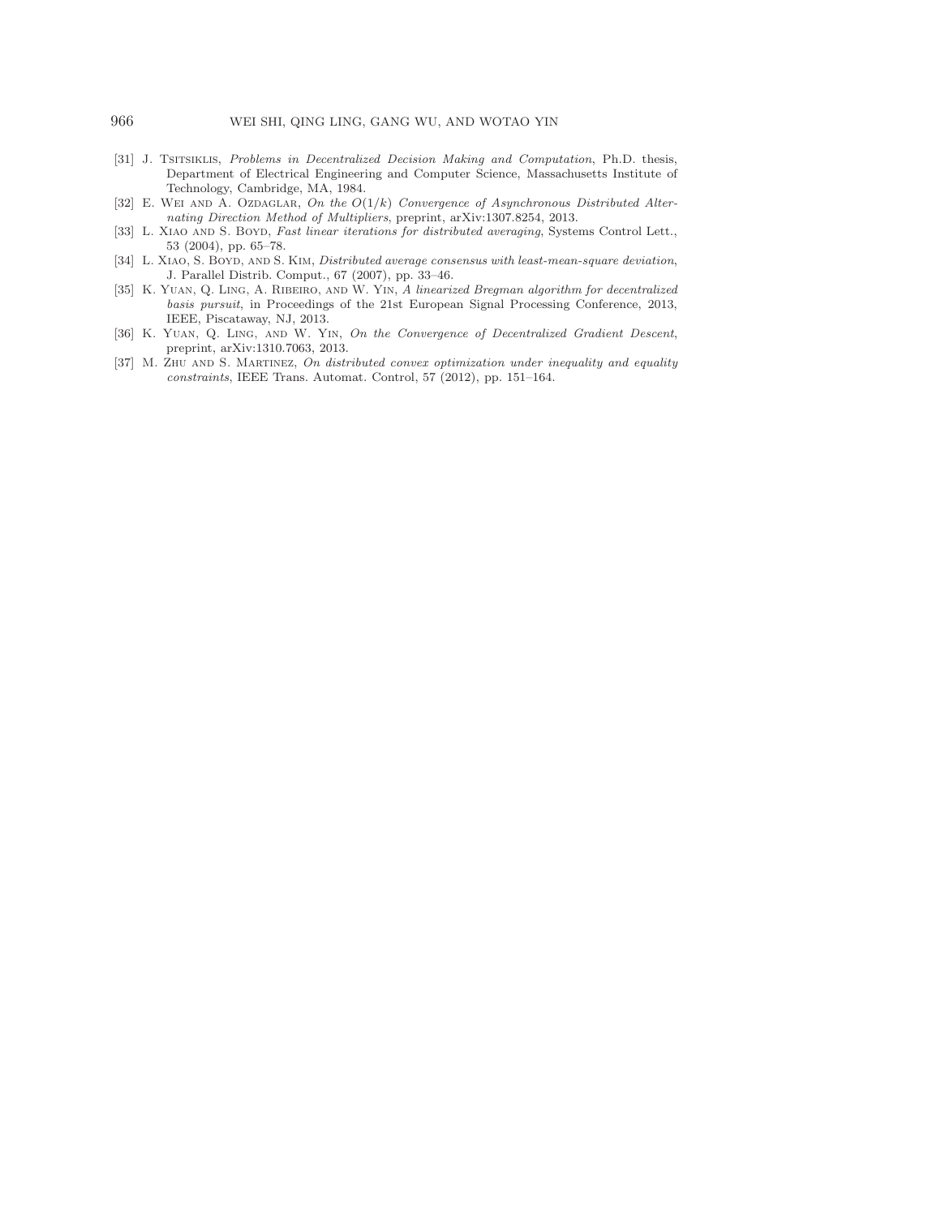[31] J. Tsitsiklis, *Problems in Decentralized Decision Making and Computation*, Ph.D. thesis, Department of Electrical Engineering and Computer Science, Massachusetts Institute of Technology, Cambridge, MA, 1984.

[32] E. Wei and A. Ozdaglar, *On the $O(1/k)$ Convergence of Asynchronous Distributed Alternating Direction Method of Multipliers*, preprint, arXiv:1307.8254, 2013.

[33] L. Xiao and S. Boyd, *Fast linear iterations for distributed averaging*, Systems Control Lett., 53 (2004), pp. 65–78.

[34] L. Xiao, S. Boyd, and S. Kim, *Distributed average consensus with least-mean-square deviation*, J. Parallel Distrib. Comput., 67 (2007), pp. 33–46.

[35] K. Yuan, Q. Ling, A. Ribeiro, and W. Yin, *A linearized Bregman algorithm for decentralized basis pursuit*, in Proceedings of the 21st European Signal Processing Conference, 2013, IEEE, Piscataway, NJ, 2013.

[36] K. Yuan, Q. Ling, and W. Yin, *On the Convergence of Decentralized Gradient Descent*, preprint, arXiv:1310.7063, 2013.

[37] M. Zhu and S. Martinez, *On distributed convex optimization under inequality and equality constraints*, IEEE Trans. Automat. Control, 57 (2012), pp. 151–164.